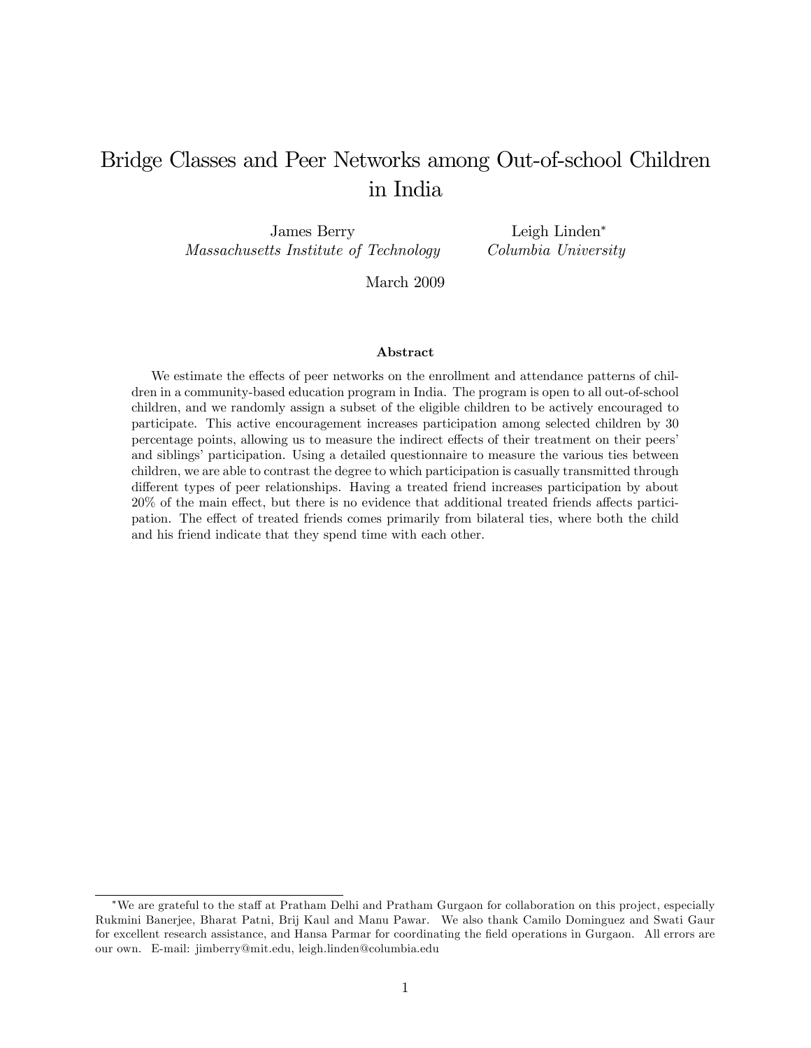# Bridge Classes and Peer Networks among Out-of-school Children in India

James Berry
*Massachusetts Institute of Technology*

Leigh Linden*
*Columbia University*

March 2009

### Abstract

We estimate the effects of peer networks on the enrollment and attendance patterns of children in a community-based education program in India. The program is open to all out-of-school children, and we randomly assign a subset of the eligible children to be actively encouraged to participate. This active encouragement increases participation among selected children by 30 percentage points, allowing us to measure the indirect effects of their treatment on their peers' and siblings' participation. Using a detailed questionnaire to measure the various ties between children, we are able to contrast the degree to which participation is casually transmitted through different types of peer relationships. Having a treated friend increases participation by about 20% of the main effect, but there is no evidence that additional treated friends affects participation. The effect of treated friends comes primarily from bilateral ties, where both the child and his friend indicate that they spend time with each other.

---

*We are grateful to the staff at Pratham Delhi and Pratham Gurgaon for collaboration on this project, especially Rukmini Banerjee, Bharat Patni, Brij Kaul and Manu Pawar. We also thank Camilo Dominguez and Swati Gaur for excellent research assistance, and Hansa Parmar for coordinating the field operations in Gurgaon. All errors are our own. E-mail: jimberry@mit.edu, leigh.linden@columbia.edu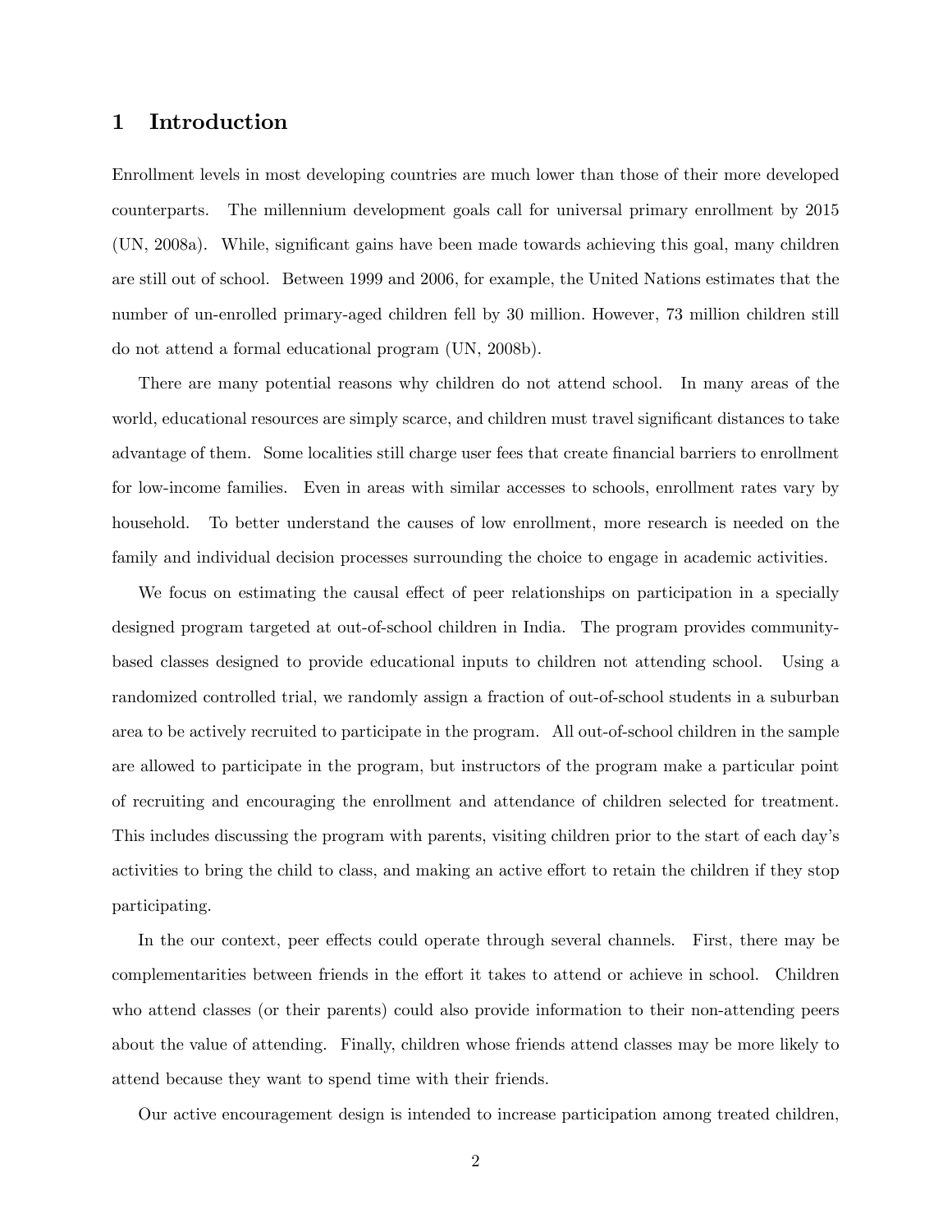# 1 Introduction

Enrollment levels in most developing countries are much lower than those of their more developed counterparts. The millennium development goals call for universal primary enrollment by 2015 (UN, 2008a). While, significant gains have been made towards achieving this goal, many children are still out of school. Between 1999 and 2006, for example, the United Nations estimates that the number of un-enrolled primary-aged children fell by 30 million. However, 73 million children still do not attend a formal educational program (UN, 2008b).

There are many potential reasons why children do not attend school. In many areas of the world, educational resources are simply scarce, and children must travel significant distances to take advantage of them. Some localities still charge user fees that create financial barriers to enrollment for low-income families. Even in areas with similar accesses to schools, enrollment rates vary by household. To better understand the causes of low enrollment, more research is needed on the family and individual decision processes surrounding the choice to engage in academic activities.

We focus on estimating the causal effect of peer relationships on participation in a specially designed program targeted at out-of-school children in India. The program provides community-based classes designed to provide educational inputs to children not attending school. Using a randomized controlled trial, we randomly assign a fraction of out-of-school students in a suburban area to be actively recruited to participate in the program. All out-of-school children in the sample are allowed to participate in the program, but instructors of the program make a particular point of recruiting and encouraging the enrollment and attendance of children selected for treatment. This includes discussing the program with parents, visiting children prior to the start of each day's activities to bring the child to class, and making an active effort to retain the children if they stop participating.

In the our context, peer effects could operate through several channels. First, there may be complementarities between friends in the effort it takes to attend or achieve in school. Children who attend classes (or their parents) could also provide information to their non-attending peers about the value of attending. Finally, children whose friends attend classes may be more likely to attend because they want to spend time with their friends.

Our active encouragement design is intended to increase participation among treated children,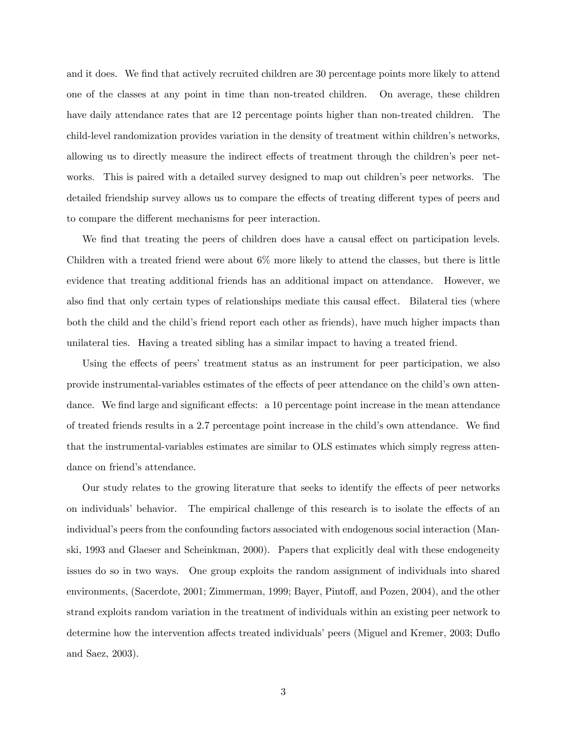and it does. We find that actively recruited children are 30 percentage points more likely to attend one of the classes at any point in time than non-treated children. On average, these children have daily attendance rates that are 12 percentage points higher than non-treated children. The child-level randomization provides variation in the density of treatment within children's networks, allowing us to directly measure the indirect effects of treatment through the children's peer networks. This is paired with a detailed survey designed to map out children's peer networks. The detailed friendship survey allows us to compare the effects of treating different types of peers and to compare the different mechanisms for peer interaction.

We find that treating the peers of children does have a causal effect on participation levels. Children with a treated friend were about 6% more likely to attend the classes, but there is little evidence that treating additional friends has an additional impact on attendance. However, we also find that only certain types of relationships mediate this causal effect. Bilateral ties (where both the child and the child's friend report each other as friends), have much higher impacts than unilateral ties. Having a treated sibling has a similar impact to having a treated friend.

Using the effects of peers' treatment status as an instrument for peer participation, we also provide instrumental-variables estimates of the effects of peer attendance on the child's own attendance. We find large and significant effects: a 10 percentage point increase in the mean attendance of treated friends results in a 2.7 percentage point increase in the child's own attendance. We find that the instrumental-variables estimates are similar to OLS estimates which simply regress attendance on friend's attendance.

Our study relates to the growing literature that seeks to identify the effects of peer networks on individuals' behavior. The empirical challenge of this research is to isolate the effects of an individual's peers from the confounding factors associated with endogenous social interaction (Manski, 1993 and Glaeser and Scheinkman, 2000). Papers that explicitly deal with these endogeneity issues do so in two ways. One group exploits the random assignment of individuals into shared environments, (Sacerdote, 2001; Zimmerman, 1999; Bayer, Pintoff, and Pozen, 2004), and the other strand exploits random variation in the treatment of individuals within an existing peer network to determine how the intervention affects treated individuals' peers (Miguel and Kremer, 2003; Duflo and Saez, 2003).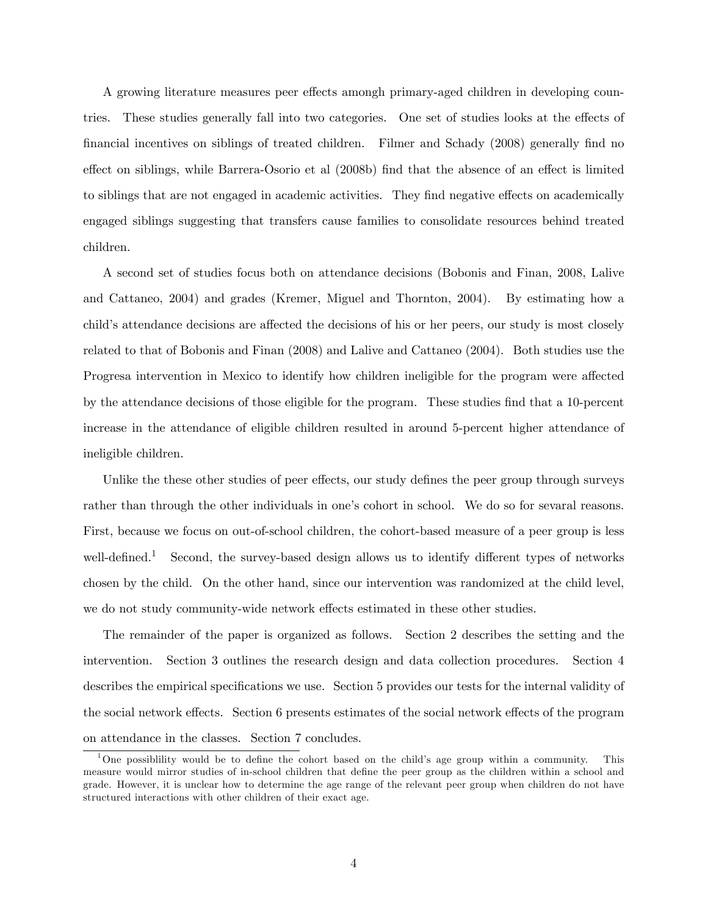A growing literature measures peer effects amongh primary-aged children in developing countries. These studies generally fall into two categories. One set of studies looks at the effects of financial incentives on siblings of treated children. Filmer and Schady (2008) generally find no effect on siblings, while Barrera-Osorio et al (2008b) find that the absence of an effect is limited to siblings that are not engaged in academic activities. They find negative effects on academically engaged siblings suggesting that transfers cause families to consolidate resources behind treated children.

A second set of studies focus both on attendance decisions (Bobonis and Finan, 2008, Lalive and Cattaneo, 2004) and grades (Kremer, Miguel and Thornton, 2004). By estimating how a child's attendance decisions are affected the decisions of his or her peers, our study is most closely related to that of Bobonis and Finan (2008) and Lalive and Cattaneo (2004). Both studies use the Progresa intervention in Mexico to identify how children ineligible for the program were affected by the attendance decisions of those eligible for the program. These studies find that a 10-percent increase in the attendance of eligible children resulted in around 5-percent higher attendance of ineligible children.

Unlike the these other studies of peer effects, our study defines the peer group through surveys rather than through the other individuals in one's cohort in school. We do so for sevaral reasons. First, because we focus on out-of-school children, the cohort-based measure of a peer group is less well-defined.[1] Second, the survey-based design allows us to identify different types of networks chosen by the child. On the other hand, since our intervention was randomized at the child level, we do not study community-wide network effects estimated in these other studies.

The remainder of the paper is organized as follows. Section 2 describes the setting and the intervention. Section 3 outlines the research design and data collection procedures. Section 4 describes the empirical specifications we use. Section 5 provides our tests for the internal validity of the social network effects. Section 6 presents estimates of the social network effects of the program on attendance in the classes. Section 7 concludes.

[1] One possiblility would be to define the cohort based on the child's age group within a community. This measure would mirror studies of in-school children that define the peer group as the children within a school and grade. However, it is unclear how to determine the age range of the relevant peer group when children do not have structured interactions with other children of their exact age.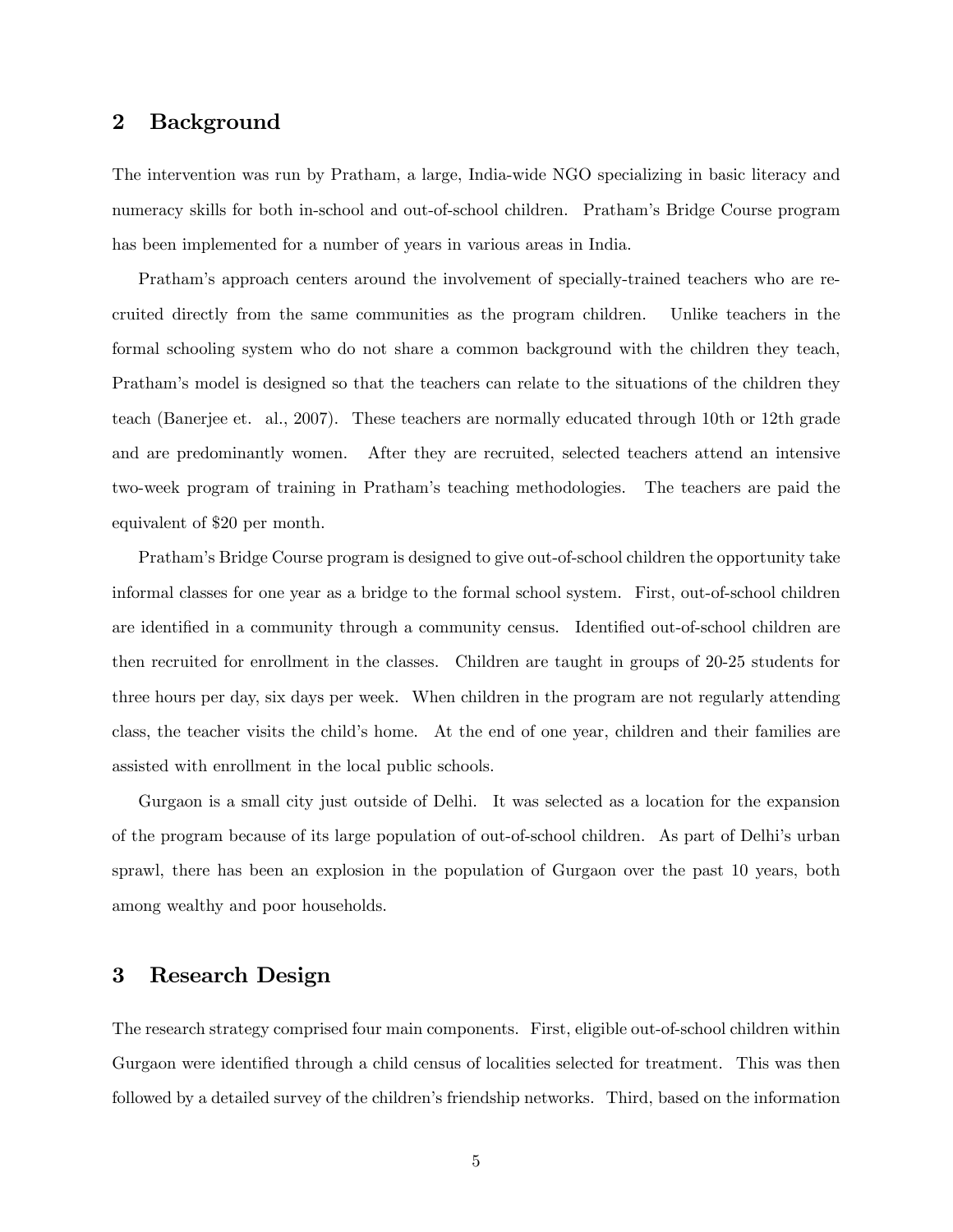## 2 Background

The intervention was run by Pratham, a large, India-wide NGO specializing in basic literacy and numeracy skills for both in-school and out-of-school children. Pratham's Bridge Course program has been implemented for a number of years in various areas in India.

Pratham's approach centers around the involvement of specially-trained teachers who are recruited directly from the same communities as the program children. Unlike teachers in the formal schooling system who do not share a common background with the children they teach, Pratham's model is designed so that the teachers can relate to the situations of the children they teach (Banerjee et. al., 2007). These teachers are normally educated through 10th or 12th grade and are predominantly women. After they are recruited, selected teachers attend an intensive two-week program of training in Pratham's teaching methodologies. The teachers are paid the equivalent of $20 per month.

Pratham's Bridge Course program is designed to give out-of-school children the opportunity take informal classes for one year as a bridge to the formal school system. First, out-of-school children are identified in a community through a community census. Identified out-of-school children are then recruited for enrollment in the classes. Children are taught in groups of 20-25 students for three hours per day, six days per week. When children in the program are not regularly attending class, the teacher visits the child's home. At the end of one year, children and their families are assisted with enrollment in the local public schools.

Gurgaon is a small city just outside of Delhi. It was selected as a location for the expansion of the program because of its large population of out-of-school children. As part of Delhi's urban sprawl, there has been an explosion in the population of Gurgaon over the past 10 years, both among wealthy and poor households.

## 3 Research Design

The research strategy comprised four main components. First, eligible out-of-school children within Gurgaon were identified through a child census of localities selected for treatment. This was then followed by a detailed survey of the children's friendship networks. Third, based on the information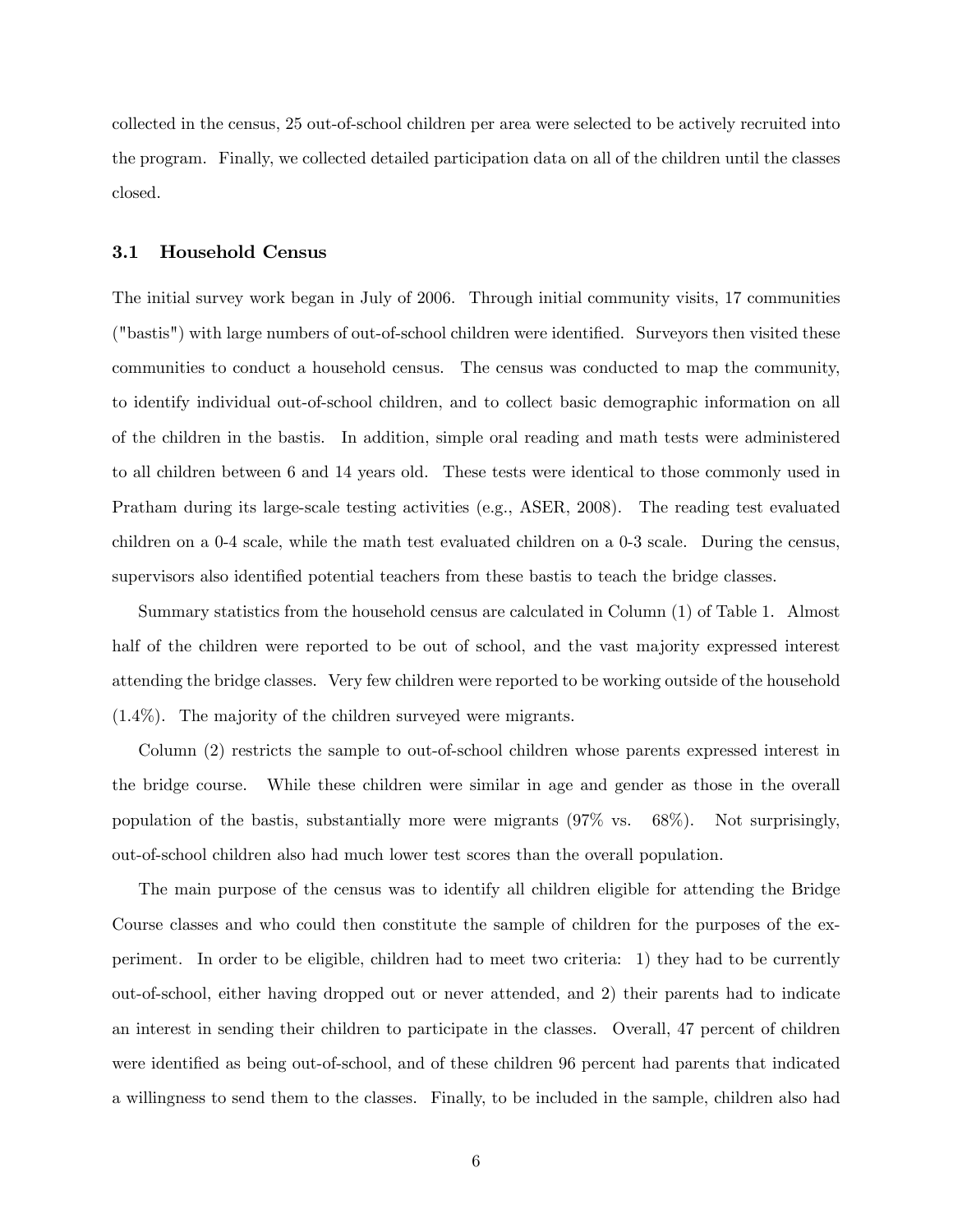collected in the census, 25 out-of-school children per area were selected to be actively recruited into the program. Finally, we collected detailed participation data on all of the children until the classes closed.

### 3.1 Household Census

The initial survey work began in July of 2006. Through initial community visits, 17 communities ("bastis") with large numbers of out-of-school children were identified. Surveyors then visited these communities to conduct a household census. The census was conducted to map the community, to identify individual out-of-school children, and to collect basic demographic information on all of the children in the bastis. In addition, simple oral reading and math tests were administered to all children between 6 and 14 years old. These tests were identical to those commonly used in Pratham during its large-scale testing activities (e.g., ASER, 2008). The reading test evaluated children on a 0-4 scale, while the math test evaluated children on a 0-3 scale. During the census, supervisors also identified potential teachers from these bastis to teach the bridge classes.

Summary statistics from the household census are calculated in Column (1) of Table 1. Almost half of the children were reported to be out of school, and the vast majority expressed interest attending the bridge classes. Very few children were reported to be working outside of the household (1.4%). The majority of the children surveyed were migrants.

Column (2) restricts the sample to out-of-school children whose parents expressed interest in the bridge course. While these children were similar in age and gender as those in the overall population of the bastis, substantially more were migrants (97% vs. 68%). Not surprisingly, out-of-school children also had much lower test scores than the overall population.

The main purpose of the census was to identify all children eligible for attending the Bridge Course classes and who could then constitute the sample of children for the purposes of the experiment. In order to be eligible, children had to meet two criteria: 1) they had to be currently out-of-school, either having dropped out or never attended, and 2) their parents had to indicate an interest in sending their children to participate in the classes. Overall, 47 percent of children were identified as being out-of-school, and of these children 96 percent had parents that indicated a willingness to send them to the classes. Finally, to be included in the sample, children also had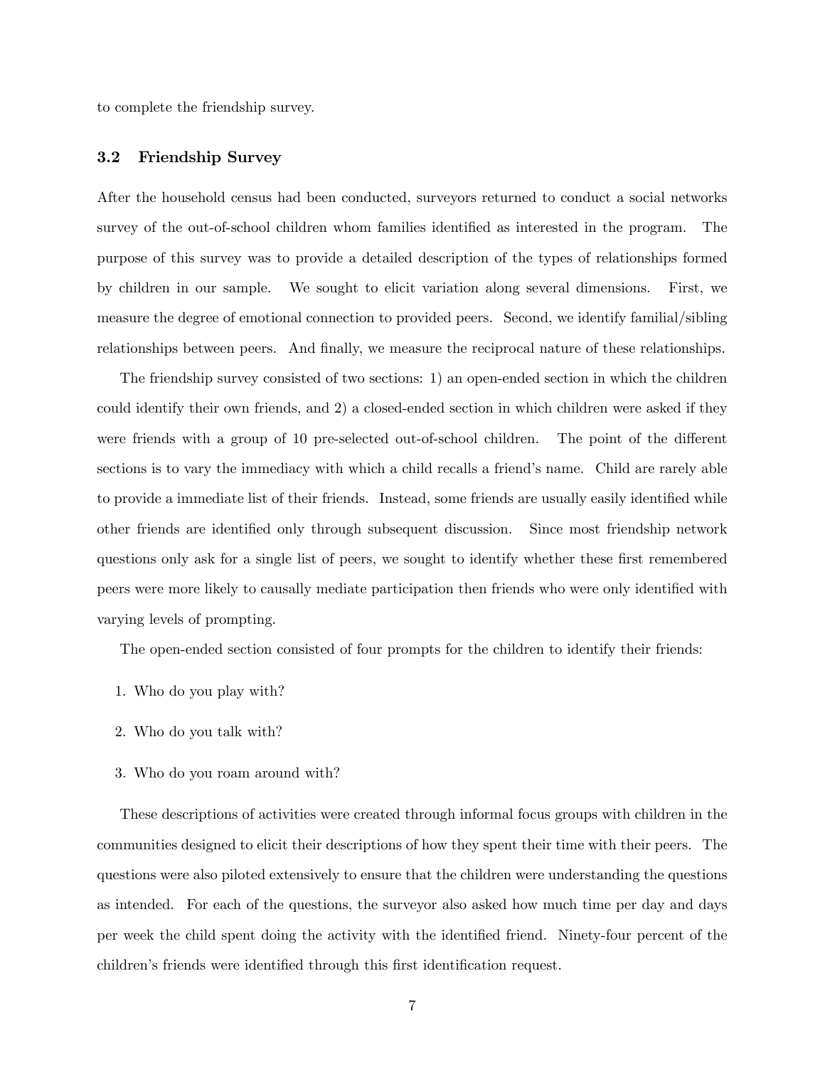to complete the friendship survey.

### 3.2 Friendship Survey

After the household census had been conducted, surveyors returned to conduct a social networks survey of the out-of-school children whom families identified as interested in the program. The purpose of this survey was to provide a detailed description of the types of relationships formed by children in our sample. We sought to elicit variation along several dimensions. First, we measure the degree of emotional connection to provided peers. Second, we identify familial/sibling relationships between peers. And finally, we measure the reciprocal nature of these relationships.

The friendship survey consisted of two sections: 1) an open-ended section in which the children could identify their own friends, and 2) a closed-ended section in which children were asked if they were friends with a group of 10 pre-selected out-of-school children. The point of the different sections is to vary the immediacy with which a child recalls a friend's name. Child are rarely able to provide a immediate list of their friends. Instead, some friends are usually easily identified while other friends are identified only through subsequent discussion. Since most friendship network questions only ask for a single list of peers, we sought to identify whether these first remembered peers were more likely to causally mediate participation then friends who were only identified with varying levels of prompting.

The open-ended section consisted of four prompts for the children to identify their friends:

1. Who do you play with?
2. Who do you talk with?
3. Who do you roam around with?

These descriptions of activities were created through informal focus groups with children in the communities designed to elicit their descriptions of how they spent their time with their peers. The questions were also piloted extensively to ensure that the children were understanding the questions as intended. For each of the questions, the surveyor also asked how much time per day and days per week the child spent doing the activity with the identified friend. Ninety-four percent of the children's friends were identified through this first identification request.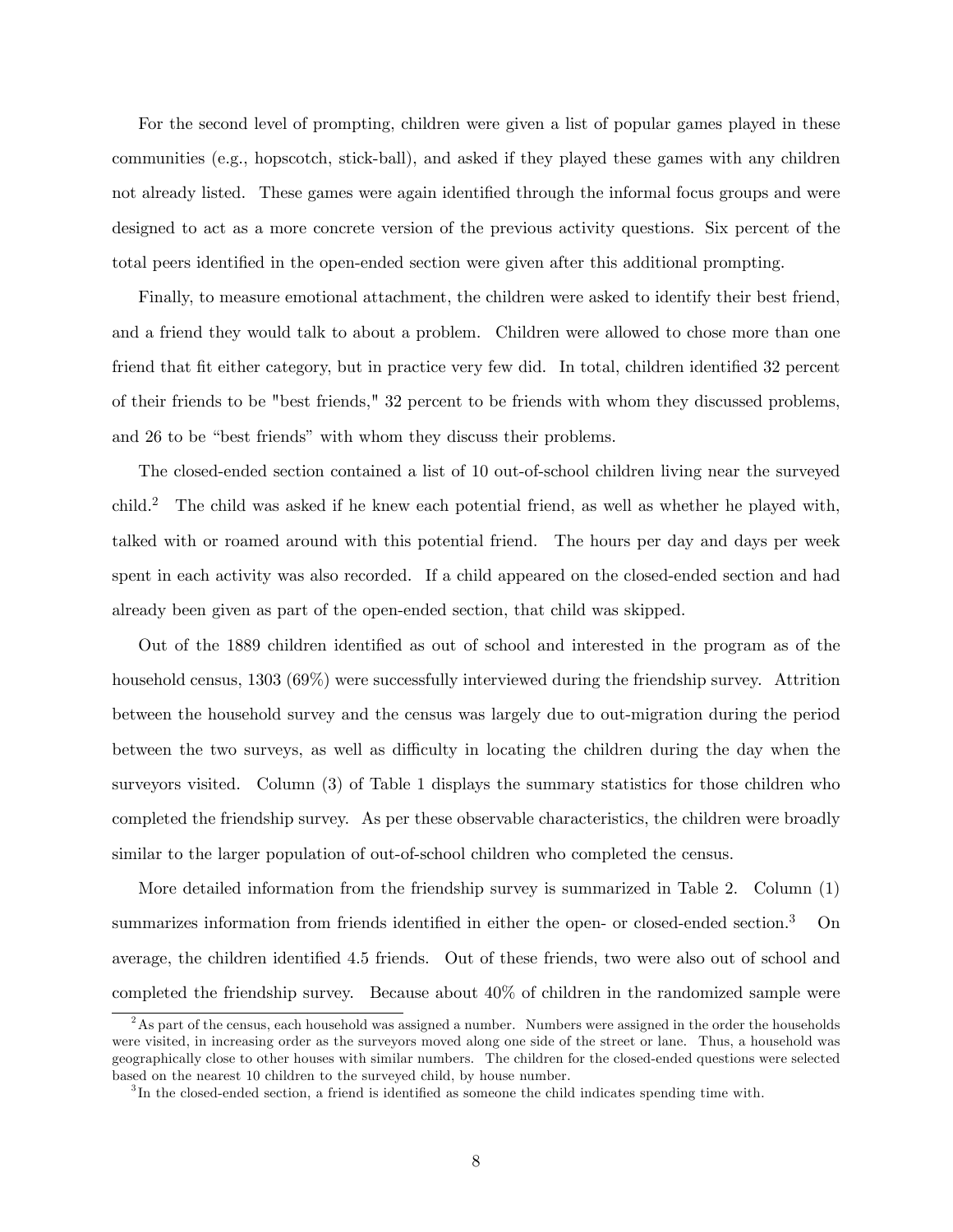For the second level of prompting, children were given a list of popular games played in these communities (e.g., hopscotch, stick-ball), and asked if they played these games with any children not already listed. These games were again identified through the informal focus groups and were designed to act as a more concrete version of the previous activity questions. Six percent of the total peers identified in the open-ended section were given after this additional prompting.

Finally, to measure emotional attachment, the children were asked to identify their best friend, and a friend they would talk to about a problem. Children were allowed to chose more than one friend that fit either category, but in practice very few did. In total, children identified 32 percent of their friends to be "best friends," 32 percent to be friends with whom they discussed problems, and 26 to be "best friends" with whom they discuss their problems.

The closed-ended section contained a list of 10 out-of-school children living near the surveyed child.[2] The child was asked if he knew each potential friend, as well as whether he played with, talked with or roamed around with this potential friend. The hours per day and days per week spent in each activity was also recorded. If a child appeared on the closed-ended section and had already been given as part of the open-ended section, that child was skipped.

Out of the 1889 children identified as out of school and interested in the program as of the household census, 1303 (69%) were successfully interviewed during the friendship survey. Attrition between the household survey and the census was largely due to out-migration during the period between the two surveys, as well as difficulty in locating the children during the day when the surveyors visited. Column (3) of Table 1 displays the summary statistics for those children who completed the friendship survey. As per these observable characteristics, the children were broadly similar to the larger population of out-of-school children who completed the census.

More detailed information from the friendship survey is summarized in Table 2. Column (1) summarizes information from friends identified in either the open- or closed-ended section.[3] On average, the children identified 4.5 friends. Out of these friends, two were also out of school and completed the friendship survey. Because about 40% of children in the randomized sample were

---

[2] As part of the census, each household was assigned a number. Numbers were assigned in the order the households were visited, in increasing order as the surveyors moved along one side of the street or lane. Thus, a household was geographically close to other houses with similar numbers. The children for the closed-ended questions were selected based on the nearest 10 children to the surveyed child, by house number.

[3] In the closed-ended section, a friend is identified as someone the child indicates spending time with.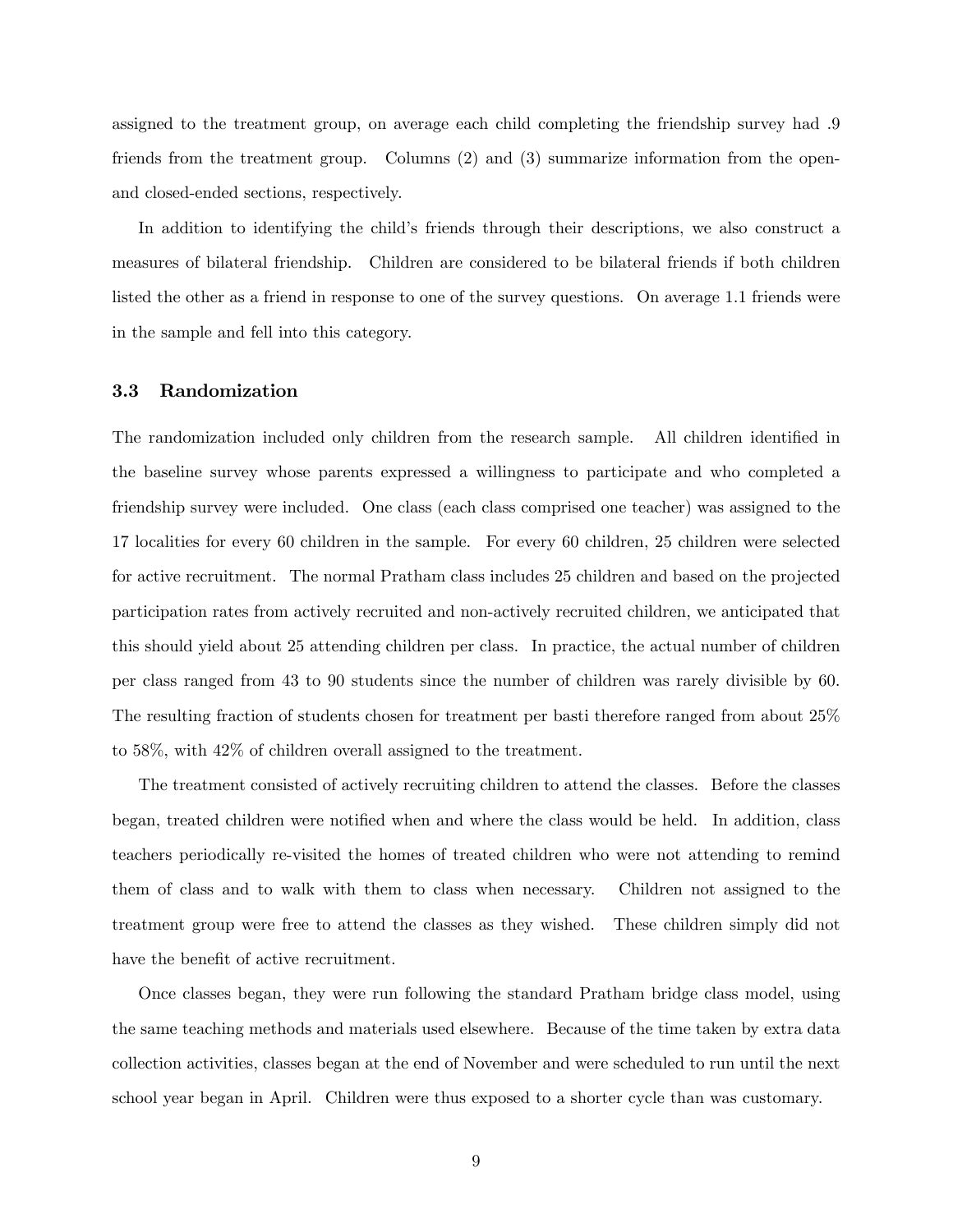assigned to the treatment group, on average each child completing the friendship survey had .9 friends from the treatment group. Columns (2) and (3) summarize information from the open- and closed-ended sections, respectively.

In addition to identifying the child's friends through their descriptions, we also construct a measures of bilateral friendship. Children are considered to be bilateral friends if both children listed the other as a friend in response to one of the survey questions. On average 1.1 friends were in the sample and fell into this category.

### 3.3 Randomization

The randomization included only children from the research sample. All children identified in the baseline survey whose parents expressed a willingness to participate and who completed a friendship survey were included. One class (each class comprised one teacher) was assigned to the 17 localities for every 60 children in the sample. For every 60 children, 25 children were selected for active recruitment. The normal Pratham class includes 25 children and based on the projected participation rates from actively recruited and non-actively recruited children, we anticipated that this should yield about 25 attending children per class. In practice, the actual number of children per class ranged from 43 to 90 students since the number of children was rarely divisible by 60. The resulting fraction of students chosen for treatment per basti therefore ranged from about 25% to 58%, with 42% of children overall assigned to the treatment.

The treatment consisted of actively recruiting children to attend the classes. Before the classes began, treated children were notified when and where the class would be held. In addition, class teachers periodically re-visited the homes of treated children who were not attending to remind them of class and to walk with them to class when necessary. Children not assigned to the treatment group were free to attend the classes as they wished. These children simply did not have the benefit of active recruitment.

Once classes began, they were run following the standard Pratham bridge class model, using the same teaching methods and materials used elsewhere. Because of the time taken by extra data collection activities, classes began at the end of November and were scheduled to run until the next school year began in April. Children were thus exposed to a shorter cycle than was customary.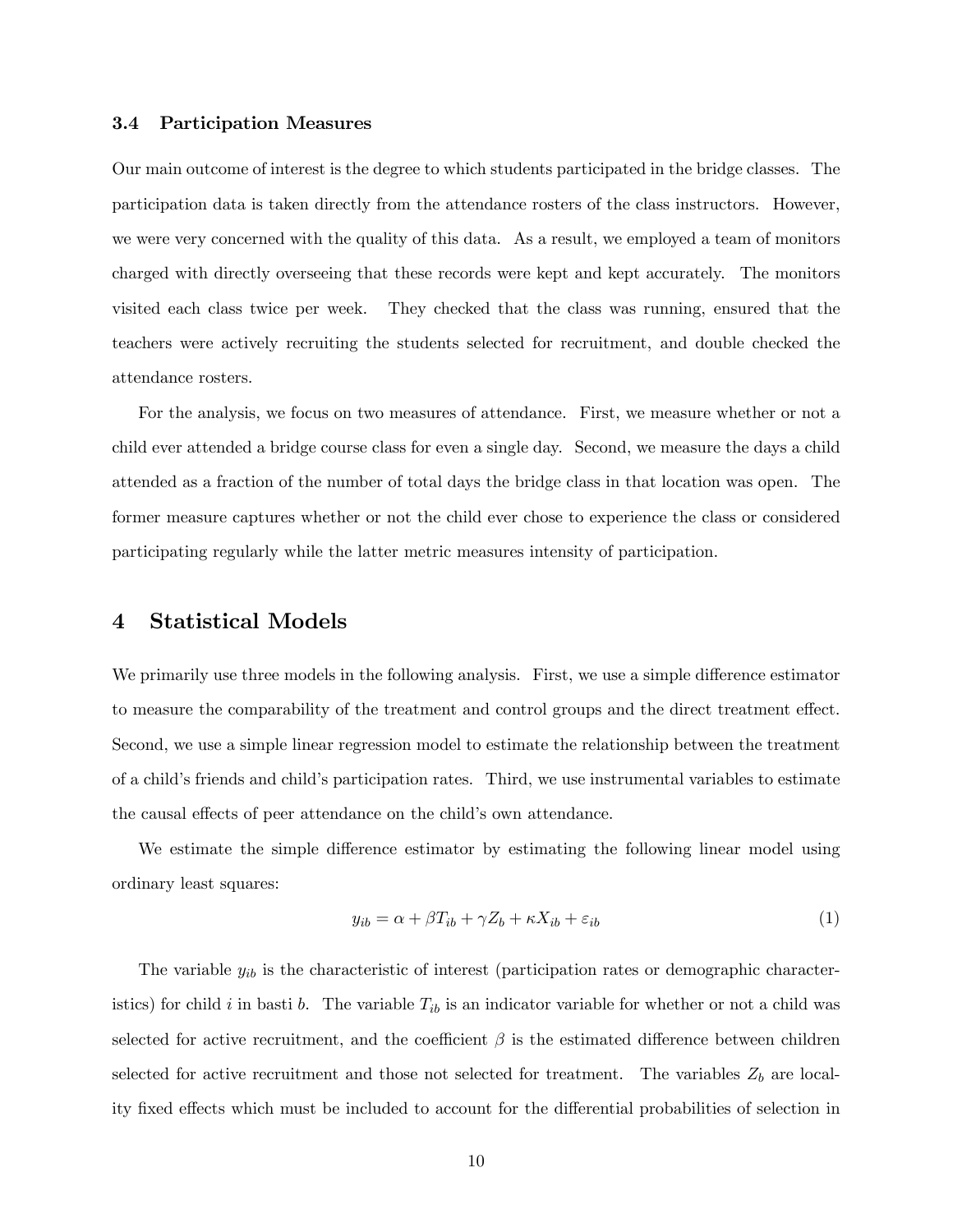### 3.4 Participation Measures

Our main outcome of interest is the degree to which students participated in the bridge classes. The participation data is taken directly from the attendance rosters of the class instructors. However, we were very concerned with the quality of this data. As a result, we employed a team of monitors charged with directly overseeing that these records were kept and kept accurately. The monitors visited each class twice per week. They checked that the class was running, ensured that the teachers were actively recruiting the students selected for recruitment, and double checked the attendance rosters.

For the analysis, we focus on two measures of attendance. First, we measure whether or not a child ever attended a bridge course class for even a single day. Second, we measure the days a child attended as a fraction of the number of total days the bridge class in that location was open. The former measure captures whether or not the child ever chose to experience the class or considered participating regularly while the latter metric measures intensity of participation.

# 4 Statistical Models

We primarily use three models in the following analysis. First, we use a simple difference estimator to measure the comparability of the treatment and control groups and the direct treatment effect. Second, we use a simple linear regression model to estimate the relationship between the treatment of a child's friends and child's participation rates. Third, we use instrumental variables to estimate the causal effects of peer attendance on the child's own attendance.

We estimate the simple difference estimator by estimating the following linear model using ordinary least squares:

$$y_{ib} = \alpha + \beta T_{ib} + \gamma Z_b + \kappa X_{ib} + \varepsilon_{ib} \tag{1}$$

The variable $y_{ib}$ is the characteristic of interest (participation rates or demographic characteristics) for child $i$ in basti $b$. The variable $T_{ib}$ is an indicator variable for whether or not a child was selected for active recruitment, and the coefficient $\beta$ is the estimated difference between children selected for active recruitment and those not selected for treatment. The variables $Z_b$ are locality fixed effects which must be included to account for the differential probabilities of selection in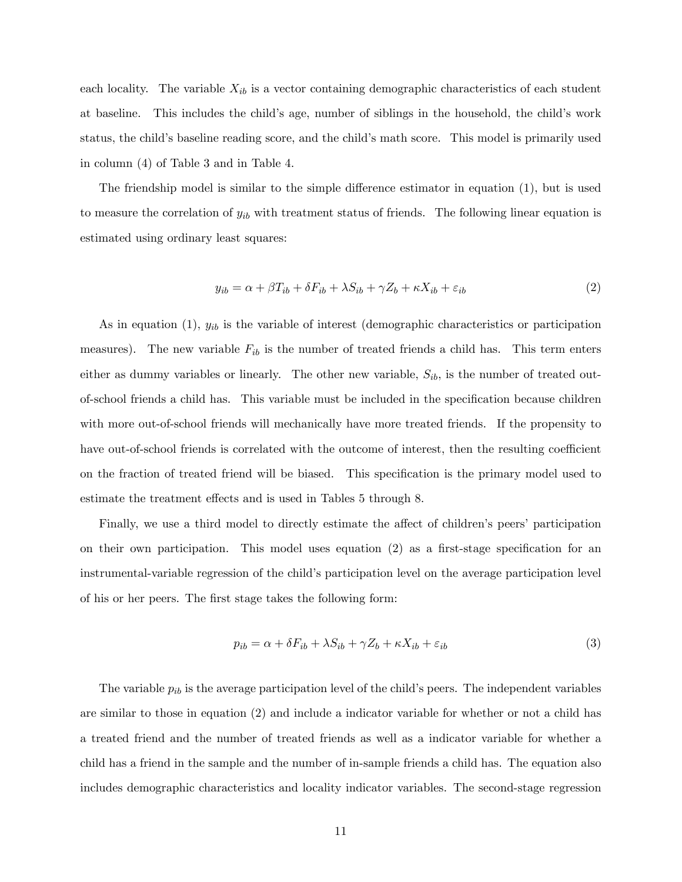each locality. The variable $X_{ib}$ is a vector containing demographic characteristics of each student at baseline. This includes the child's age, number of siblings in the household, the child's work status, the child's baseline reading score, and the child's math score. This model is primarily used in column (4) of Table 3 and in Table 4.

The friendship model is similar to the simple difference estimator in equation (1), but is used to measure the correlation of $y_{ib}$ with treatment status of friends. The following linear equation is estimated using ordinary least squares:

$$y_{ib} = \alpha + \beta T_{ib} + \delta F_{ib} + \lambda S_{ib} + \gamma Z_b + \kappa X_{ib} + \varepsilon_{ib} \tag{2}$$

As in equation (1), $y_{ib}$ is the variable of interest (demographic characteristics or participation measures). The new variable $F_{ib}$ is the number of treated friends a child has. This term enters either as dummy variables or linearly. The other new variable, $S_{ib}$, is the number of treated out-of-school friends a child has. This variable must be included in the specification because children with more out-of-school friends will mechanically have more treated friends. If the propensity to have out-of-school friends is correlated with the outcome of interest, then the resulting coefficient on the fraction of treated friend will be biased. This specification is the primary model used to estimate the treatment effects and is used in Tables 5 through 8.

Finally, we use a third model to directly estimate the affect of children's peers' participation on their own participation. This model uses equation (2) as a first-stage specification for an instrumental-variable regression of the child's participation level on the average participation level of his or her peers. The first stage takes the following form:

$$p_{ib} = \alpha + \delta F_{ib} + \lambda S_{ib} + \gamma Z_b + \kappa X_{ib} + \varepsilon_{ib} \tag{3}$$

The variable $p_{ib}$ is the average participation level of the child's peers. The independent variables are similar to those in equation (2) and include a indicator variable for whether or not a child has a treated friend and the number of treated friends as well as a indicator variable for whether a child has a friend in the sample and the number of in-sample friends a child has. The equation also includes demographic characteristics and locality indicator variables. The second-stage regression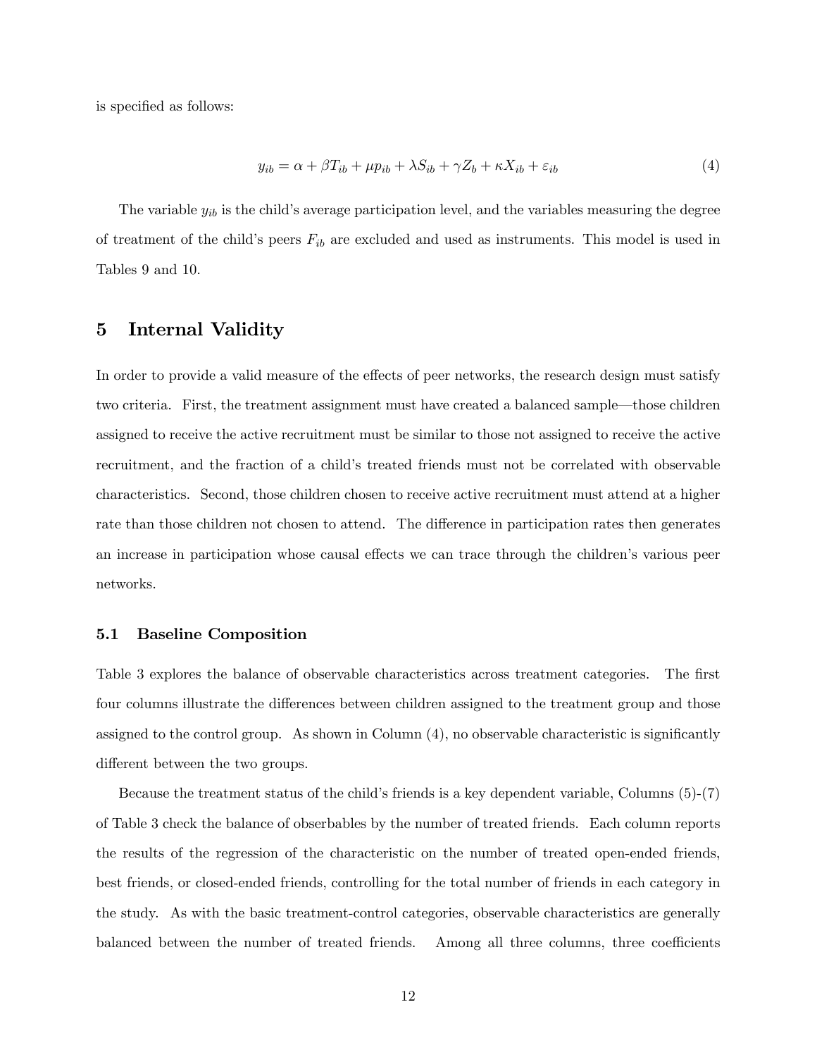is specified as follows:

$$y_{ib} = \alpha + \beta T_{ib} + \mu p_{ib} + \lambda S_{ib} + \gamma Z_b + \kappa X_{ib} + \varepsilon_{ib} \tag{4}$$

The variable $y_{ib}$ is the child's average participation level, and the variables measuring the degree of treatment of the child's peers $F_{ib}$ are excluded and used as instruments. This model is used in Tables 9 and 10.

# 5 Internal Validity

In order to provide a valid measure of the effects of peer networks, the research design must satisfy two criteria. First, the treatment assignment must have created a balanced sample—those children assigned to receive the active recruitment must be similar to those not assigned to receive the active recruitment, and the fraction of a child's treated friends must not be correlated with observable characteristics. Second, those children chosen to receive active recruitment must attend at a higher rate than those children not chosen to attend. The difference in participation rates then generates an increase in participation whose causal effects we can trace through the children's various peer networks.

## 5.1 Baseline Composition

Table 3 explores the balance of observable characteristics across treatment categories. The first four columns illustrate the differences between children assigned to the treatment group and those assigned to the control group. As shown in Column (4), no observable characteristic is significantly different between the two groups.

Because the treatment status of the child's friends is a key dependent variable, Columns (5)-(7) of Table 3 check the balance of obserbables by the number of treated friends. Each column reports the results of the regression of the characteristic on the number of treated open-ended friends, best friends, or closed-ended friends, controlling for the total number of friends in each category in the study. As with the basic treatment-control categories, observable characteristics are generally balanced between the number of treated friends. Among all three columns, three coefficients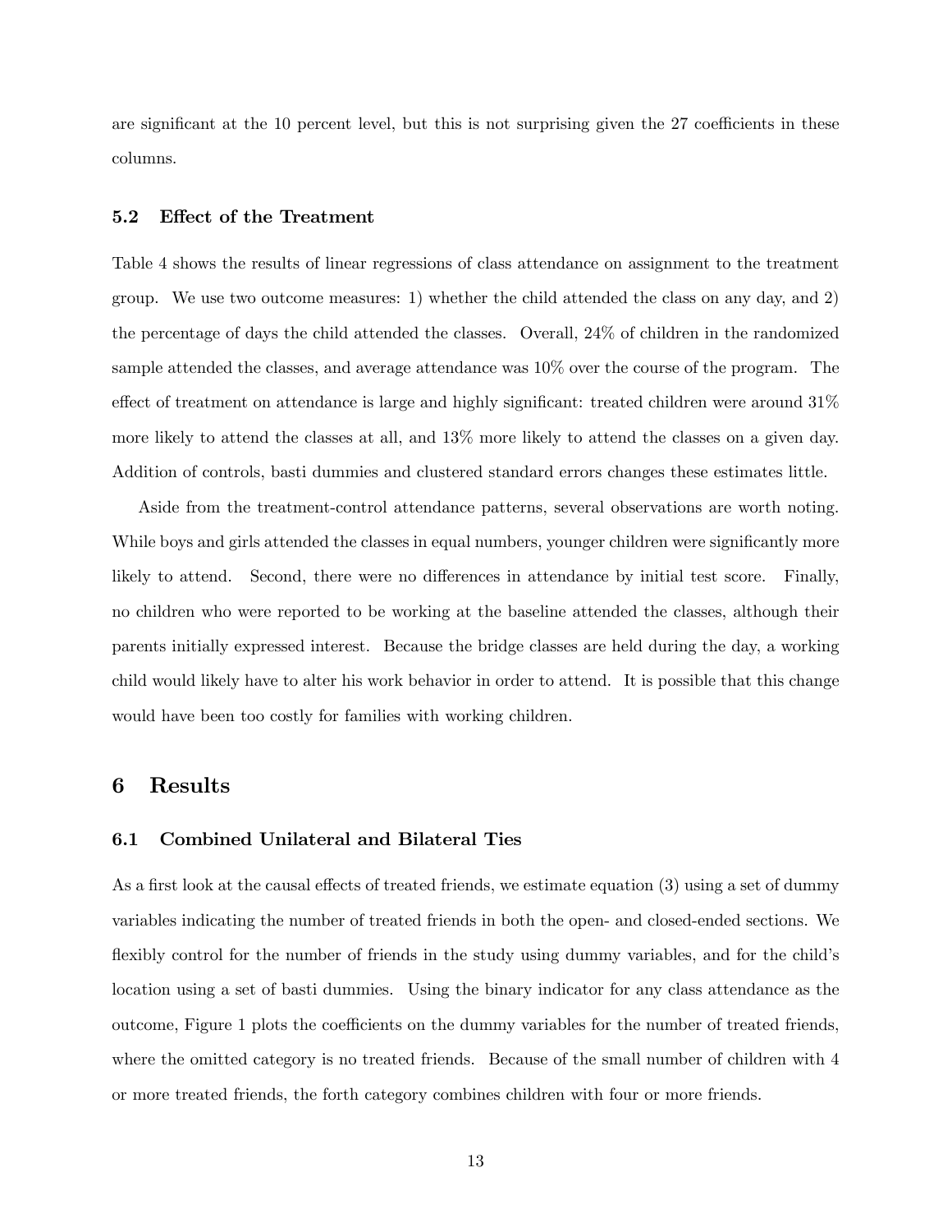are significant at the 10 percent level, but this is not surprising given the 27 coefficients in these columns.

### 5.2 Effect of the Treatment

Table 4 shows the results of linear regressions of class attendance on assignment to the treatment group. We use two outcome measures: 1) whether the child attended the class on any day, and 2) the percentage of days the child attended the classes. Overall, 24% of children in the randomized sample attended the classes, and average attendance was 10% over the course of the program. The effect of treatment on attendance is large and highly significant: treated children were around 31% more likely to attend the classes at all, and 13% more likely to attend the classes on a given day. Addition of controls, basti dummies and clustered standard errors changes these estimates little.

Aside from the treatment-control attendance patterns, several observations are worth noting. While boys and girls attended the classes in equal numbers, younger children were significantly more likely to attend. Second, there were no differences in attendance by initial test score. Finally, no children who were reported to be working at the baseline attended the classes, although their parents initially expressed interest. Because the bridge classes are held during the day, a working child would likely have to alter his work behavior in order to attend. It is possible that this change would have been too costly for families with working children.

## 6 Results

### 6.1 Combined Unilateral and Bilateral Ties

As a first look at the causal effects of treated friends, we estimate equation (3) using a set of dummy variables indicating the number of treated friends in both the open- and closed-ended sections. We flexibly control for the number of friends in the study using dummy variables, and for the child's location using a set of basti dummies. Using the binary indicator for any class attendance as the outcome, Figure 1 plots the coefficients on the dummy variables for the number of treated friends, where the omitted category is no treated friends. Because of the small number of children with 4 or more treated friends, the forth category combines children with four or more friends.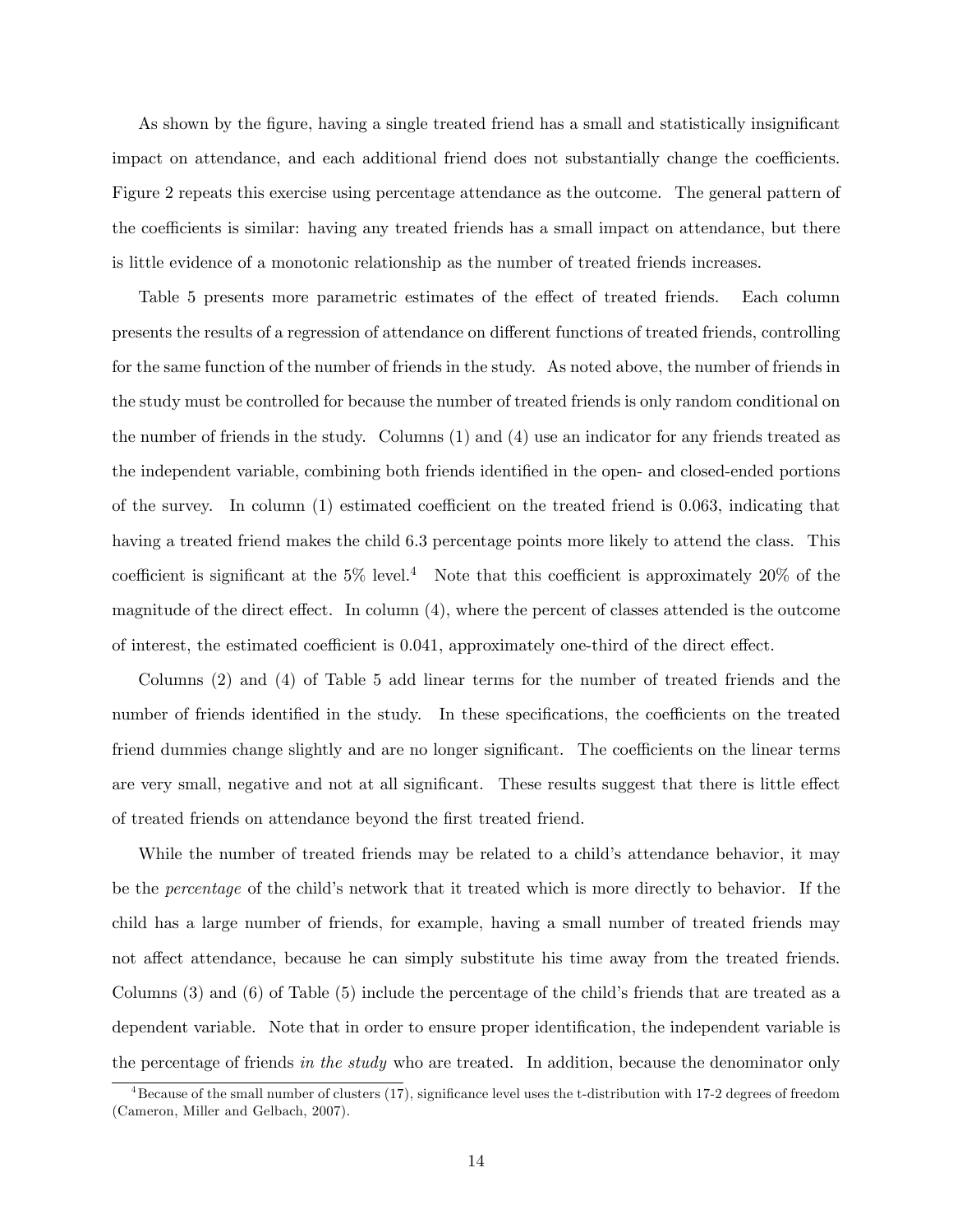As shown by the figure, having a single treated friend has a small and statistically insignificant impact on attendance, and each additional friend does not substantially change the coefficients. Figure 2 repeats this exercise using percentage attendance as the outcome. The general pattern of the coefficients is similar: having any treated friends has a small impact on attendance, but there is little evidence of a monotonic relationship as the number of treated friends increases.

Table 5 presents more parametric estimates of the effect of treated friends. Each column presents the results of a regression of attendance on different functions of treated friends, controlling for the same function of the number of friends in the study. As noted above, the number of friends in the study must be controlled for because the number of treated friends is only random conditional on the number of friends in the study. Columns (1) and (4) use an indicator for any friends treated as the independent variable, combining both friends identified in the open- and closed-ended portions of the survey. In column (1) estimated coefficient on the treated friend is 0.063, indicating that having a treated friend makes the child 6.3 percentage points more likely to attend the class. This coefficient is significant at the 5% level.[4] Note that this coefficient is approximately 20% of the magnitude of the direct effect. In column (4), where the percent of classes attended is the outcome of interest, the estimated coefficient is 0.041, approximately one-third of the direct effect.

Columns (2) and (4) of Table 5 add linear terms for the number of treated friends and the number of friends identified in the study. In these specifications, the coefficients on the treated friend dummies change slightly and are no longer significant. The coefficients on the linear terms are very small, negative and not at all significant. These results suggest that there is little effect of treated friends on attendance beyond the first treated friend.

While the number of treated friends may be related to a child's attendance behavior, it may be the *percentage* of the child's network that it treated which is more directly to behavior. If the child has a large number of friends, for example, having a small number of treated friends may not affect attendance, because he can simply substitute his time away from the treated friends. Columns (3) and (6) of Table (5) include the percentage of the child's friends that are treated as a dependent variable. Note that in order to ensure proper identification, the independent variable is the percentage of friends *in the study* who are treated. In addition, because the denominator only

[4] Because of the small number of clusters (17), significance level uses the t-distribution with 17-2 degrees of freedom (Cameron, Miller and Gelbach, 2007).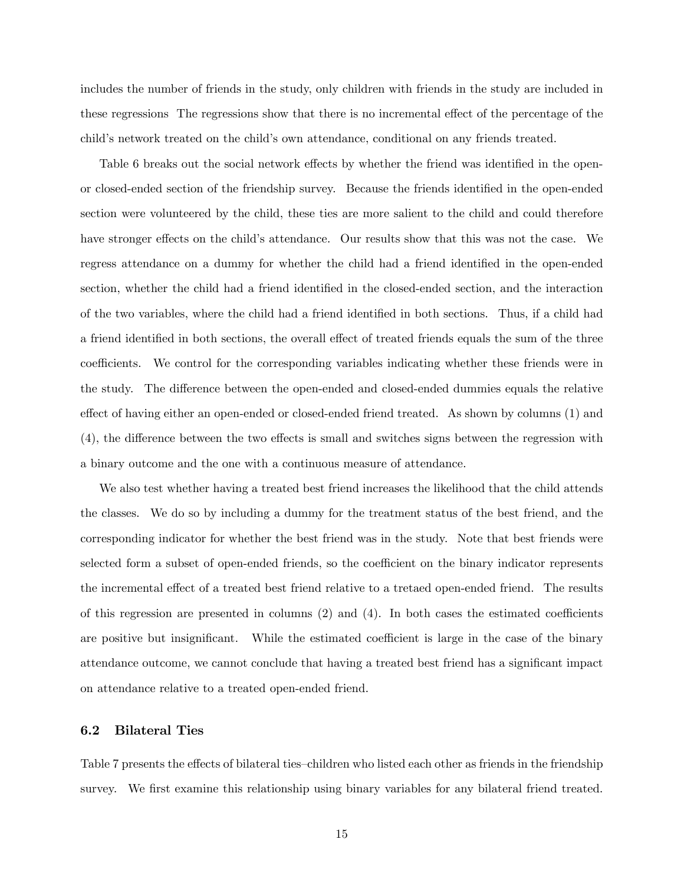includes the number of friends in the study, only children with friends in the study are included in these regressions The regressions show that there is no incremental effect of the percentage of the child's network treated on the child's own attendance, conditional on any friends treated.

Table 6 breaks out the social network effects by whether the friend was identified in the open- or closed-ended section of the friendship survey. Because the friends identified in the open-ended section were volunteered by the child, these ties are more salient to the child and could therefore have stronger effects on the child's attendance. Our results show that this was not the case. We regress attendance on a dummy for whether the child had a friend identified in the open-ended section, whether the child had a friend identified in the closed-ended section, and the interaction of the two variables, where the child had a friend identified in both sections. Thus, if a child had a friend identified in both sections, the overall effect of treated friends equals the sum of the three coefficients. We control for the corresponding variables indicating whether these friends were in the study. The difference between the open-ended and closed-ended dummies equals the relative effect of having either an open-ended or closed-ended friend treated. As shown by columns (1) and (4), the difference between the two effects is small and switches signs between the regression with a binary outcome and the one with a continuous measure of attendance.

We also test whether having a treated best friend increases the likelihood that the child attends the classes. We do so by including a dummy for the treatment status of the best friend, and the corresponding indicator for whether the best friend was in the study. Note that best friends were selected form a subset of open-ended friends, so the coefficient on the binary indicator represents the incremental effect of a treated best friend relative to a tretaed open-ended friend. The results of this regression are presented in columns (2) and (4). In both cases the estimated coefficients are positive but insignificant. While the estimated coefficient is large in the case of the binary attendance outcome, we cannot conclude that having a treated best friend has a significant impact on attendance relative to a treated open-ended friend.

### 6.2 Bilateral Ties

Table 7 presents the effects of bilateral ties–children who listed each other as friends in the friendship survey. We first examine this relationship using binary variables for any bilateral friend treated.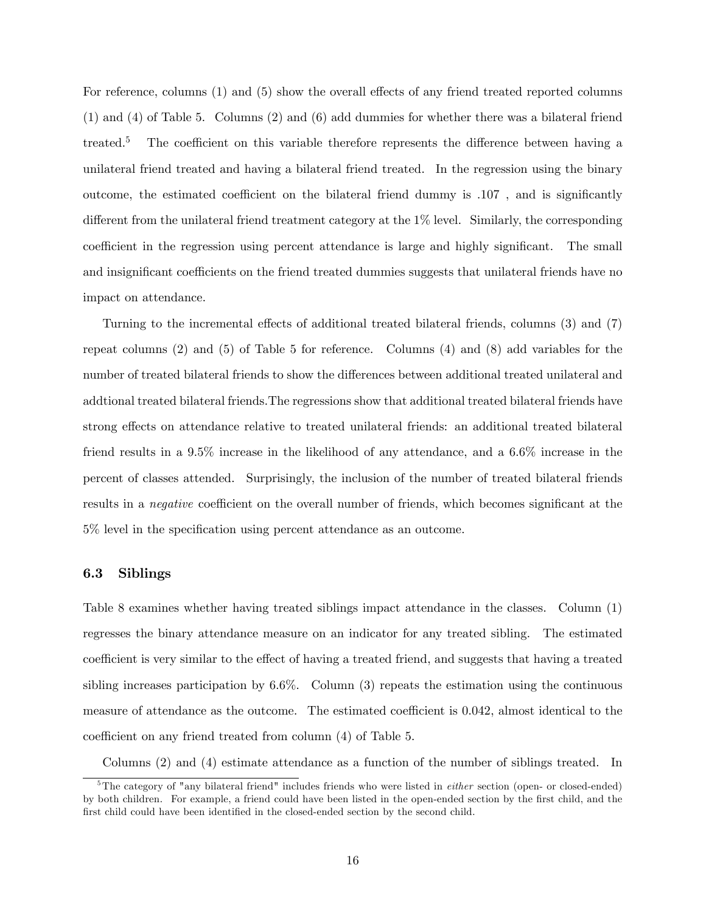For reference, columns (1) and (5) show the overall effects of any friend treated reported columns (1) and (4) of Table 5. Columns (2) and (6) add dummies for whether there was a bilateral friend treated.[5] The coefficient on this variable therefore represents the difference between having a unilateral friend treated and having a bilateral friend treated. In the regression using the binary outcome, the estimated coefficient on the bilateral friend dummy is .107 , and is significantly different from the unilateral friend treatment category at the 1% level. Similarly, the corresponding coefficient in the regression using percent attendance is large and highly significant. The small and insignificant coefficients on the friend treated dummies suggests that unilateral friends have no impact on attendance.

Turning to the incremental effects of additional treated bilateral friends, columns (3) and (7) repeat columns (2) and (5) of Table 5 for reference. Columns (4) and (8) add variables for the number of treated bilateral friends to show the differences between additional treated unilateral and addtional treated bilateral friends.The regressions show that additional treated bilateral friends have strong effects on attendance relative to treated unilateral friends: an additional treated bilateral friend results in a 9.5% increase in the likelihood of any attendance, and a 6.6% increase in the percent of classes attended. Surprisingly, the inclusion of the number of treated bilateral friends results in a *negative* coefficient on the overall number of friends, which becomes significant at the 5% level in the specification using percent attendance as an outcome.

### 6.3 Siblings

Table 8 examines whether having treated siblings impact attendance in the classes. Column (1) regresses the binary attendance measure on an indicator for any treated sibling. The estimated coefficient is very similar to the effect of having a treated friend, and suggests that having a treated sibling increases participation by 6.6%. Column (3) repeats the estimation using the continuous measure of attendance as the outcome. The estimated coefficient is 0.042, almost identical to the coefficient on any friend treated from column (4) of Table 5.

Columns (2) and (4) estimate attendance as a function of the number of siblings treated. In

[5] The category of "any bilateral friend" includes friends who were listed in *either* section (open- or closed-ended) by both children. For example, a friend could have been listed in the open-ended section by the first child, and the first child could have been identified in the closed-ended section by the second child.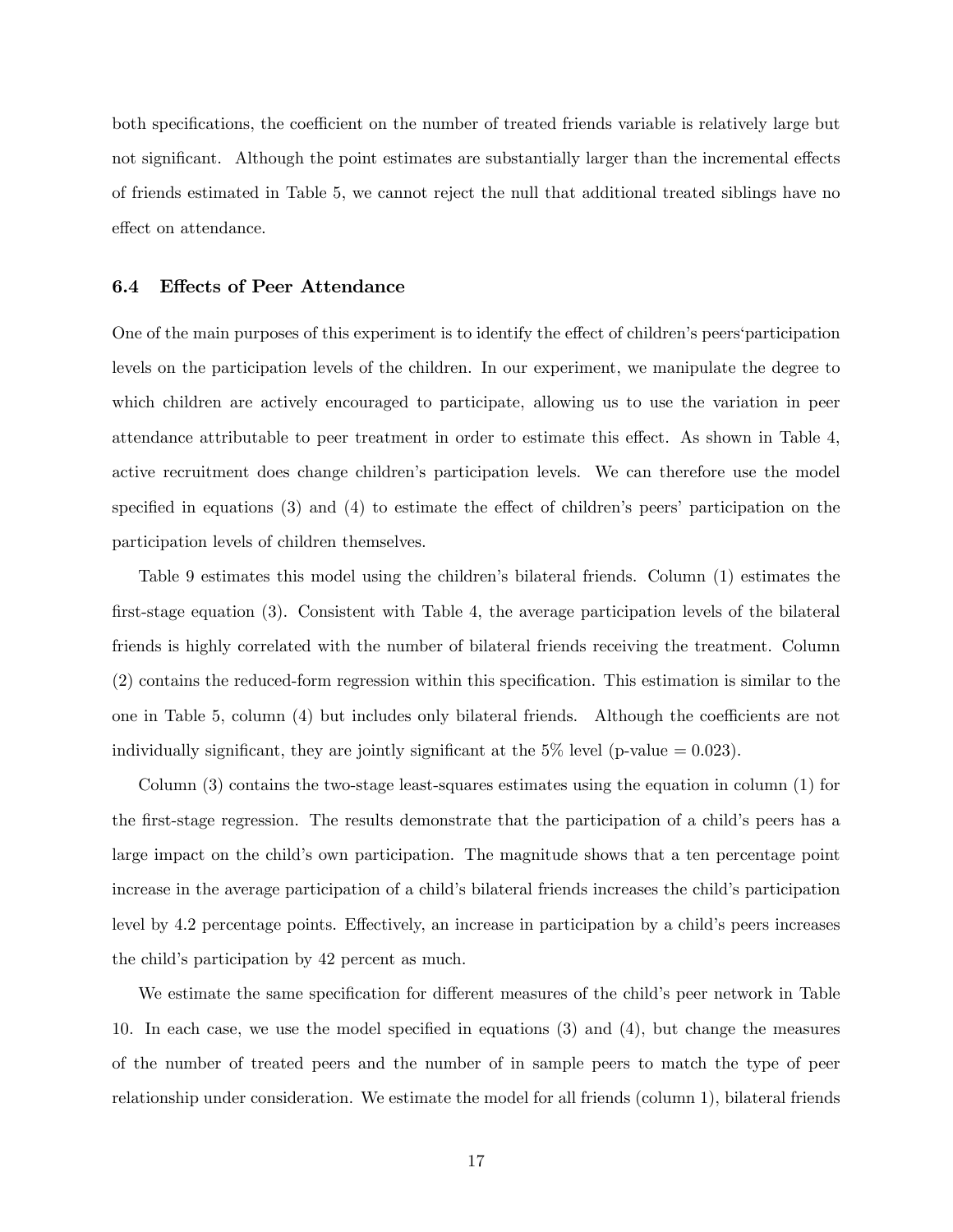both specifications, the coefficient on the number of treated friends variable is relatively large but not significant. Although the point estimates are substantially larger than the incremental effects of friends estimated in Table 5, we cannot reject the null that additional treated siblings have no effect on attendance.

### 6.4 Effects of Peer Attendance

One of the main purposes of this experiment is to identify the effect of children's peers'participation levels on the participation levels of the children. In our experiment, we manipulate the degree to which children are actively encouraged to participate, allowing us to use the variation in peer attendance attributable to peer treatment in order to estimate this effect. As shown in Table 4, active recruitment does change children's participation levels. We can therefore use the model specified in equations (3) and (4) to estimate the effect of children's peers' participation on the participation levels of children themselves.

Table 9 estimates this model using the children's bilateral friends. Column (1) estimates the first-stage equation (3). Consistent with Table 4, the average participation levels of the bilateral friends is highly correlated with the number of bilateral friends receiving the treatment. Column (2) contains the reduced-form regression within this specification. This estimation is similar to the one in Table 5, column (4) but includes only bilateral friends. Although the coefficients are not individually significant, they are jointly significant at the 5% level (p-value = 0.023).

Column (3) contains the two-stage least-squares estimates using the equation in column (1) for the first-stage regression. The results demonstrate that the participation of a child's peers has a large impact on the child's own participation. The magnitude shows that a ten percentage point increase in the average participation of a child's bilateral friends increases the child's participation level by 4.2 percentage points. Effectively, an increase in participation by a child's peers increases the child's participation by 42 percent as much.

We estimate the same specification for different measures of the child's peer network in Table 10. In each case, we use the model specified in equations (3) and (4), but change the measures of the number of treated peers and the number of in sample peers to match the type of peer relationship under consideration. We estimate the model for all friends (column 1), bilateral friends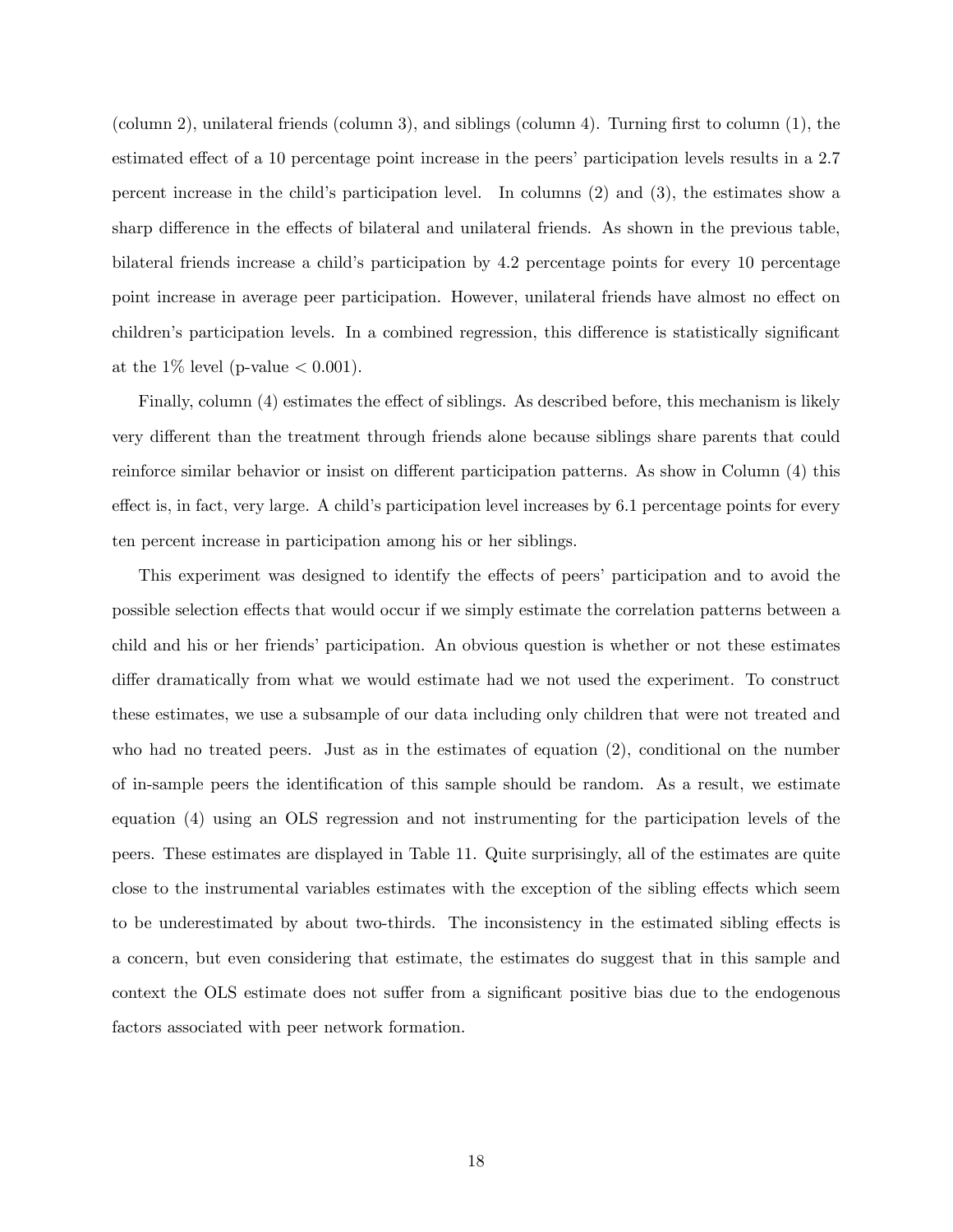(column 2), unilateral friends (column 3), and siblings (column 4). Turning first to column (1), the estimated effect of a 10 percentage point increase in the peers' participation levels results in a 2.7 percent increase in the child's participation level. In columns (2) and (3), the estimates show a sharp difference in the effects of bilateral and unilateral friends. As shown in the previous table, bilateral friends increase a child's participation by 4.2 percentage points for every 10 percentage point increase in average peer participation. However, unilateral friends have almost no effect on children's participation levels. In a combined regression, this difference is statistically significant at the 1% level (p-value $< 0.001$).

Finally, column (4) estimates the effect of siblings. As described before, this mechanism is likely very different than the treatment through friends alone because siblings share parents that could reinforce similar behavior or insist on different participation patterns. As show in Column (4) this effect is, in fact, very large. A child's participation level increases by 6.1 percentage points for every ten percent increase in participation among his or her siblings.

This experiment was designed to identify the effects of peers' participation and to avoid the possible selection effects that would occur if we simply estimate the correlation patterns between a child and his or her friends' participation. An obvious question is whether or not these estimates differ dramatically from what we would estimate had we not used the experiment. To construct these estimates, we use a subsample of our data including only children that were not treated and who had no treated peers. Just as in the estimates of equation (2), conditional on the number of in-sample peers the identification of this sample should be random. As a result, we estimate equation (4) using an OLS regression and not instrumenting for the participation levels of the peers. These estimates are displayed in Table 11. Quite surprisingly, all of the estimates are quite close to the instrumental variables estimates with the exception of the sibling effects which seem to be underestimated by about two-thirds. The inconsistency in the estimated sibling effects is a concern, but even considering that estimate, the estimates do suggest that in this sample and context the OLS estimate does not suffer from a significant positive bias due to the endogenous factors associated with peer network formation.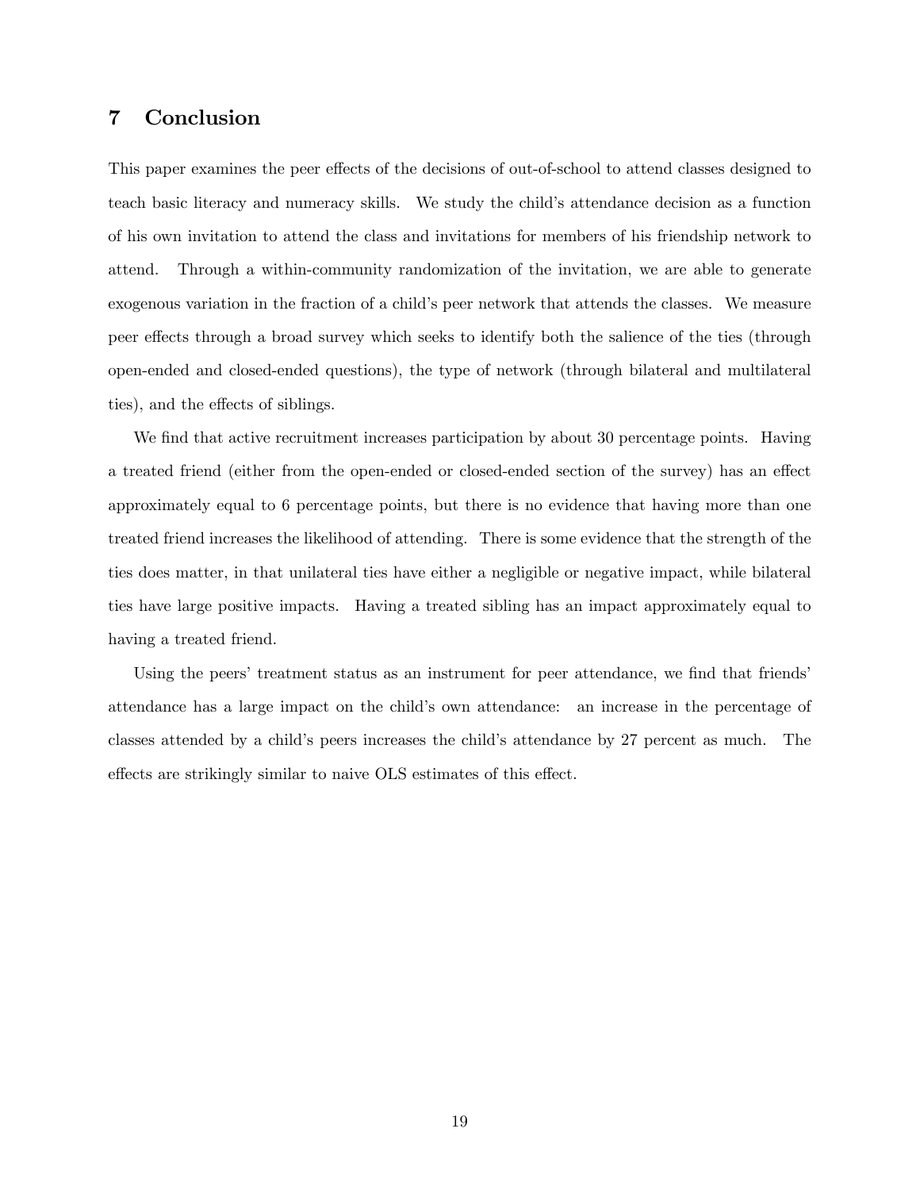## 7 Conclusion

This paper examines the peer effects of the decisions of out-of-school to attend classes designed to teach basic literacy and numeracy skills. We study the child's attendance decision as a function of his own invitation to attend the class and invitations for members of his friendship network to attend. Through a within-community randomization of the invitation, we are able to generate exogenous variation in the fraction of a child's peer network that attends the classes. We measure peer effects through a broad survey which seeks to identify both the salience of the ties (through open-ended and closed-ended questions), the type of network (through bilateral and multilateral ties), and the effects of siblings.

We find that active recruitment increases participation by about 30 percentage points. Having a treated friend (either from the open-ended or closed-ended section of the survey) has an effect approximately equal to 6 percentage points, but there is no evidence that having more than one treated friend increases the likelihood of attending. There is some evidence that the strength of the ties does matter, in that unilateral ties have either a negligible or negative impact, while bilateral ties have large positive impacts. Having a treated sibling has an impact approximately equal to having a treated friend.

Using the peers' treatment status as an instrument for peer attendance, we find that friends' attendance has a large impact on the child's own attendance: an increase in the percentage of classes attended by a child's peers increases the child's attendance by 27 percent as much. The effects are strikingly similar to naive OLS estimates of this effect.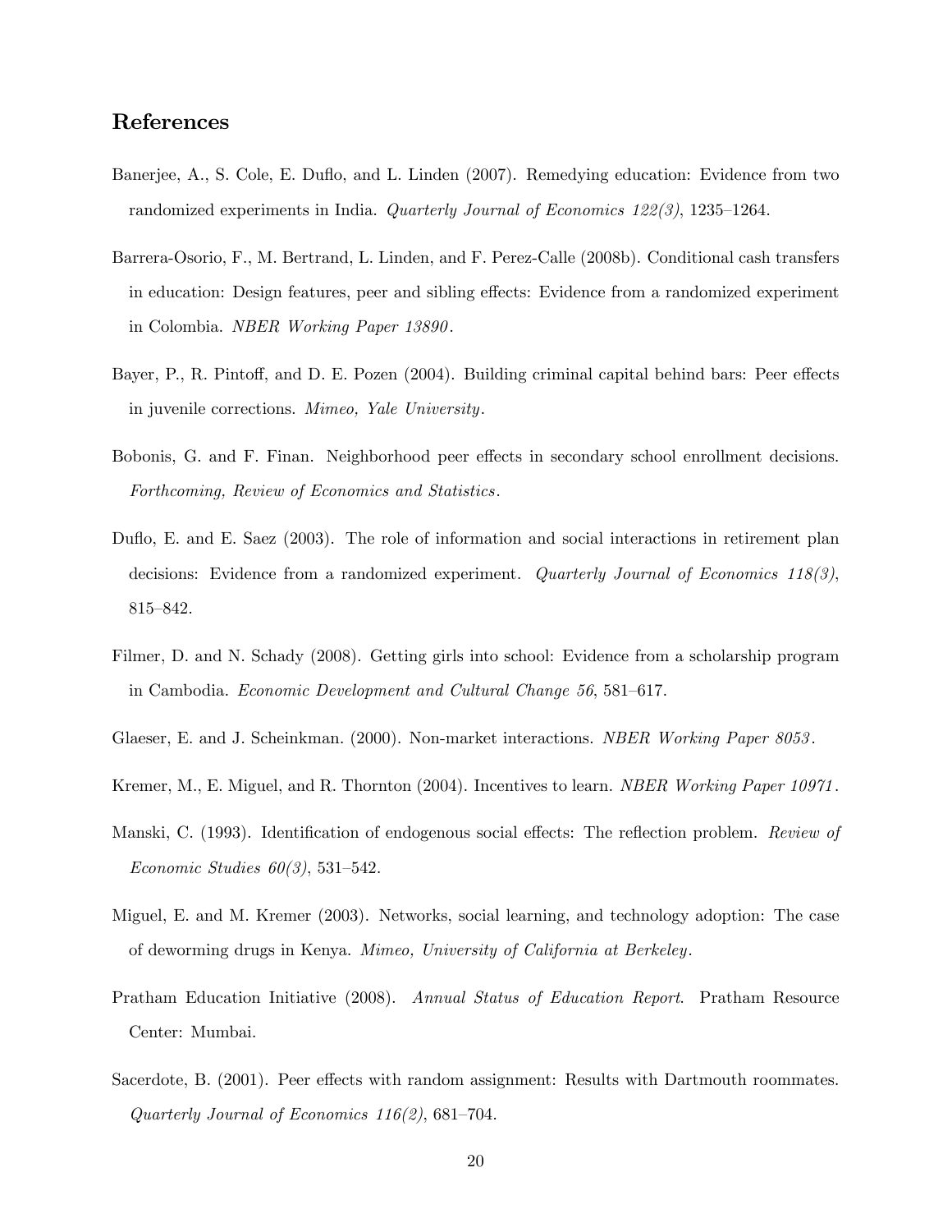## References

Banerjee, A., S. Cole, E. Duflo, and L. Linden (2007). Remedying education: Evidence from two randomized experiments in India. *Quarterly Journal of Economics 122(3)*, 1235–1264.

Barrera-Osorio, F., M. Bertrand, L. Linden, and F. Perez-Calle (2008b). Conditional cash transfers in education: Design features, peer and sibling effects: Evidence from a randomized experiment in Colombia. *NBER Working Paper 13890*.

Bayer, P., R. Pintoff, and D. E. Pozen (2004). Building criminal capital behind bars: Peer effects in juvenile corrections. *Mimeo, Yale University*.

Bobonis, G. and F. Finan. Neighborhood peer effects in secondary school enrollment decisions. *Forthcoming, Review of Economics and Statistics*.

Duflo, E. and E. Saez (2003). The role of information and social interactions in retirement plan decisions: Evidence from a randomized experiment. *Quarterly Journal of Economics 118(3)*, 815–842.

Filmer, D. and N. Schady (2008). Getting girls into school: Evidence from a scholarship program in Cambodia. *Economic Development and Cultural Change 56*, 581–617.

Glaeser, E. and J. Scheinkman. (2000). Non-market interactions. *NBER Working Paper 8053*.

Kremer, M., E. Miguel, and R. Thornton (2004). Incentives to learn. *NBER Working Paper 10971*.

Manski, C. (1993). Identification of endogenous social effects: The reflection problem. *Review of Economic Studies 60(3)*, 531–542.

Miguel, E. and M. Kremer (2003). Networks, social learning, and technology adoption: The case of deworming drugs in Kenya. *Mimeo, University of California at Berkeley*.

Pratham Education Initiative (2008). *Annual Status of Education Report*. Pratham Resource Center: Mumbai.

Sacerdote, B. (2001). Peer effects with random assignment: Results with Dartmouth roommates. *Quarterly Journal of Economics 116(2)*, 681–704.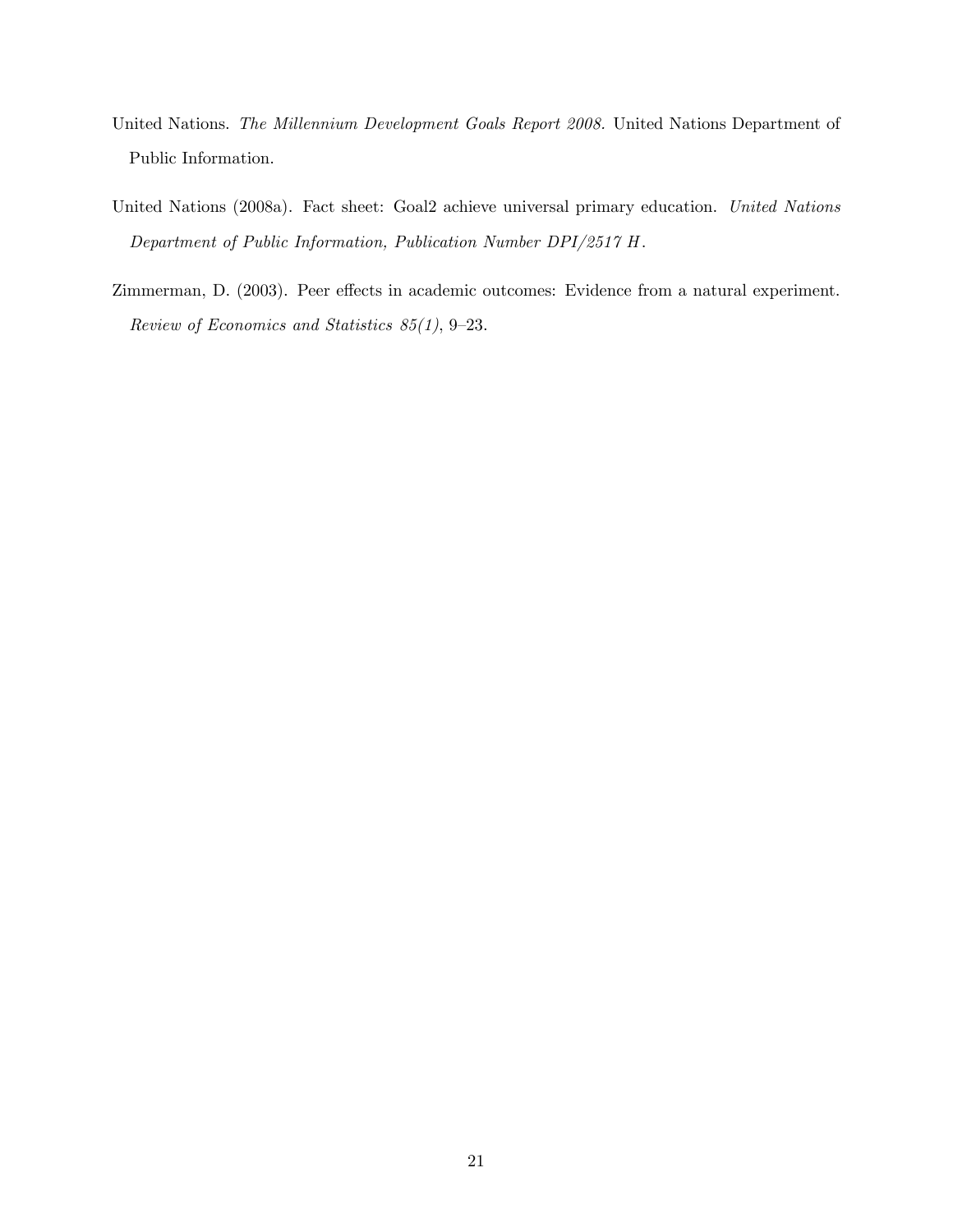United Nations. *The Millennium Development Goals Report 2008.* United Nations Department of Public Information.

United Nations (2008a). Fact sheet: Goal2 achieve universal primary education. *United Nations Department of Public Information, Publication Number DPI/2517 H*.

Zimmerman, D. (2003). Peer effects in academic outcomes: Evidence from a natural experiment. *Review of Economics and Statistics 85(1)*, 9–23.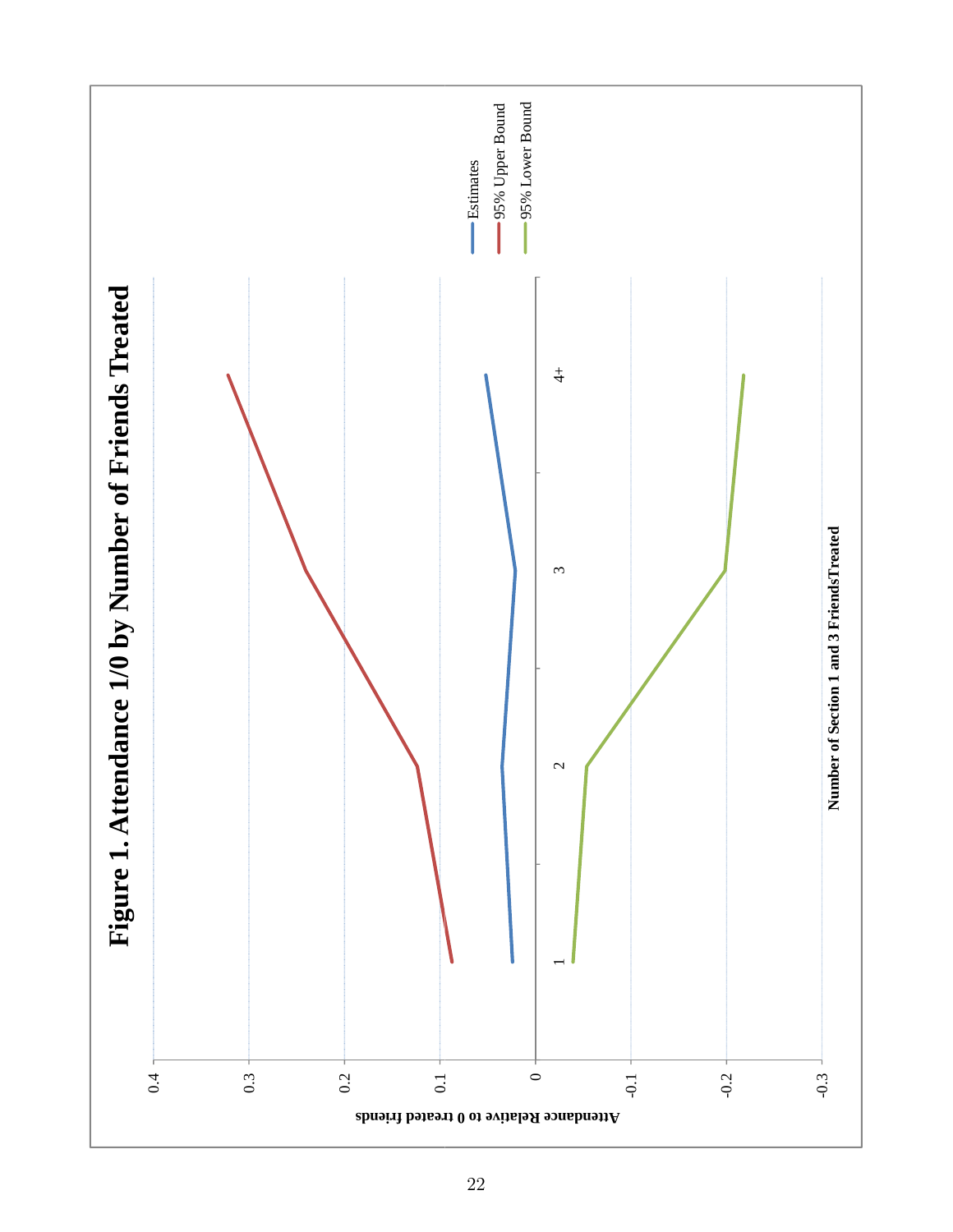# Figure 1. Attendance 1/0 by Number of Friends Treated

Attendance Relative to 0 treated friends

0.4
0.3
0.2
0.1
0
-0.1
-0.2
-0.3

1 2 3 4+

Number of Section 1 and 3 FriendsTreated

Estimates
95% Upper Bound
95% Lower Bound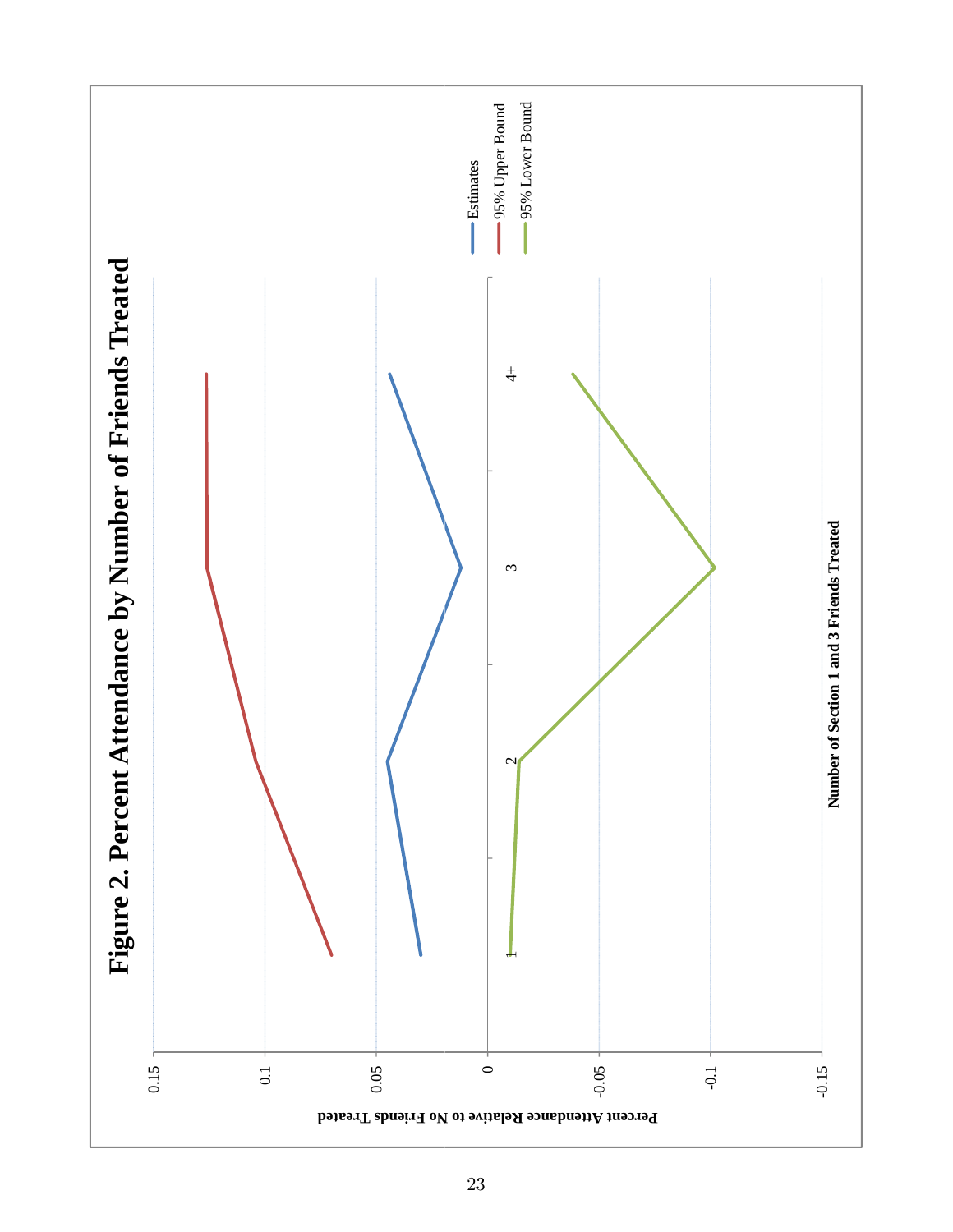# Figure 2. Percent Attendance by Number of Friends Treated

Percent Attendance Relative to No Friends Treated

0.15, 0.1, 0.05, 0, -0.05, -0.1, -0.15

1, 2, 3, 4+

Number of Section 1 and 3 Friends Treated

Estimates

95% Upper Bound

95% Lower Bound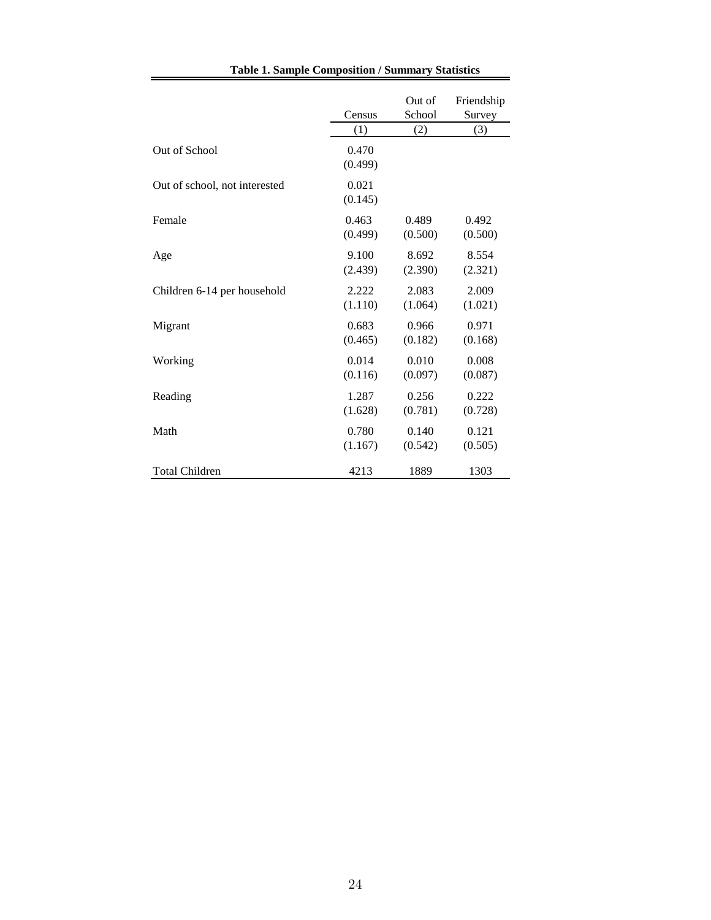**Table 1. Sample Composition / Summary Statistics**

| | Census | Out of School | Friendship Survey |
|---|---|---|---|
| | (1) | (2) | (3) |
| Out of School | 0.470 | | |
| | (0.499) | | |
| Out of school, not interested | 0.021 | | |
| | (0.145) | | |
| Female | 0.463 | 0.489 | 0.492 |
| | (0.499) | (0.500) | (0.500) |
| Age | 9.100 | 8.692 | 8.554 |
| | (2.439) | (2.390) | (2.321) |
| Children 6-14 per household | 2.222 | 2.083 | 2.009 |
| | (1.110) | (1.064) | (1.021) |
| Migrant | 0.683 | 0.966 | 0.971 |
| | (0.465) | (0.182) | (0.168) |
| Working | 0.014 | 0.010 | 0.008 |
| | (0.116) | (0.097) | (0.087) |
| Reading | 1.287 | 0.256 | 0.222 |
| | (1.628) | (0.781) | (0.728) |
| Math | 0.780 | 0.140 | 0.121 |
| | (1.167) | (0.542) | (0.505) |
| Total Children | 4213 | 1889 | 1303 |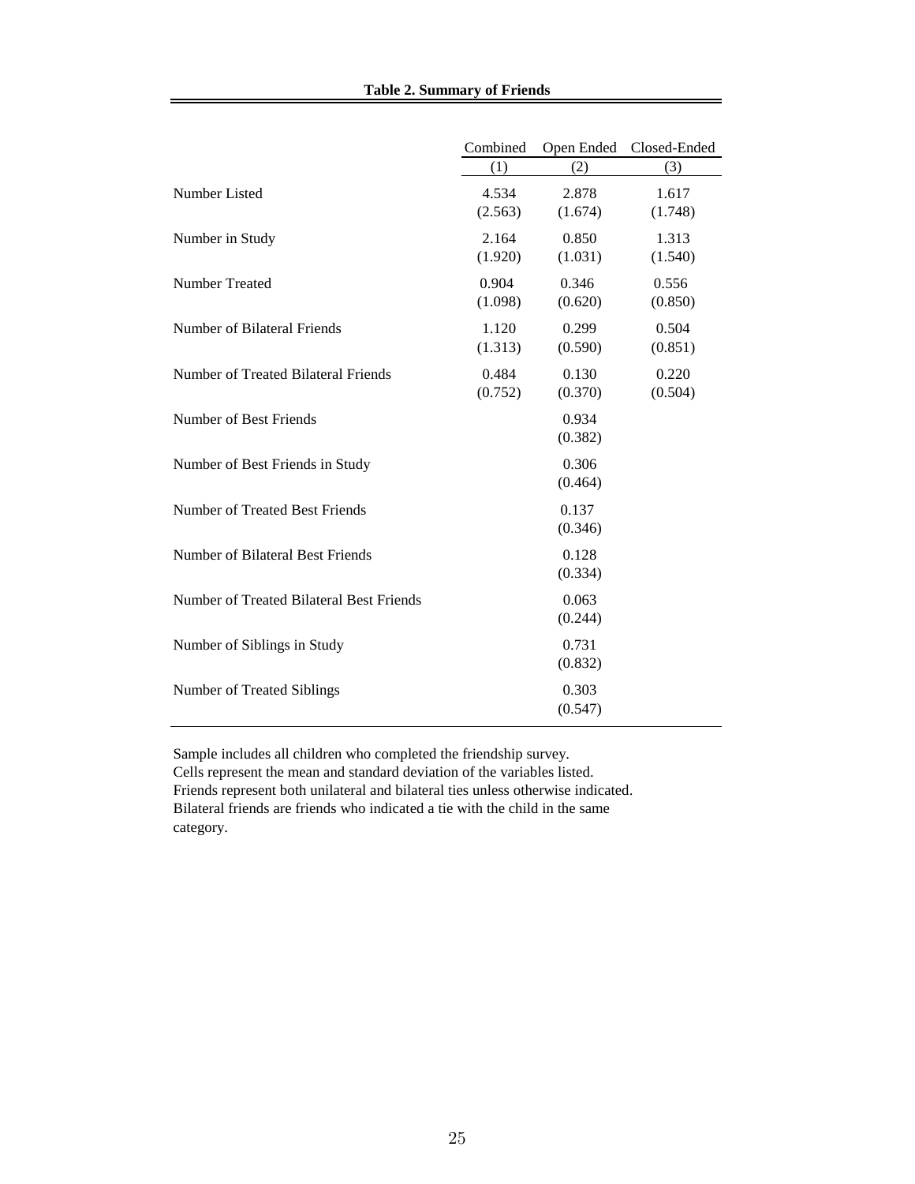**Table 2. Summary of Friends**

| | Combined | Open Ended | Closed-Ended |
|---|---|---|---|
| | (1) | (2) | (3) |
| Number Listed | 4.534 | 2.878 | 1.617 |
| | (2.563) | (1.674) | (1.748) |
| Number in Study | 2.164 | 0.850 | 1.313 |
| | (1.920) | (1.031) | (1.540) |
| Number Treated | 0.904 | 0.346 | 0.556 |
| | (1.098) | (0.620) | (0.850) |
| Number of Bilateral Friends | 1.120 | 0.299 | 0.504 |
| | (1.313) | (0.590) | (0.851) |
| Number of Treated Bilateral Friends | 0.484 | 0.130 | 0.220 |
| | (0.752) | (0.370) | (0.504) |
| Number of Best Friends | | 0.934 | |
| | | (0.382) | |
| Number of Best Friends in Study | | 0.306 | |
| | | (0.464) | |
| Number of Treated Best Friends | | 0.137 | |
| | | (0.346) | |
| Number of Bilateral Best Friends | | 0.128 | |
| | | (0.334) | |
| Number of Treated Bilateral Best Friends | | 0.063 | |
| | | (0.244) | |
| Number of Siblings in Study | | 0.731 | |
| | | (0.832) | |
| Number of Treated Siblings | | 0.303 | |
| | | (0.547) | |

Sample includes all children who completed the friendship survey.
Cells represent the mean and standard deviation of the variables listed.
Friends represent both unilateral and bilateral ties unless otherwise indicated.
Bilateral friends are friends who indicated a tie with the child in the same category.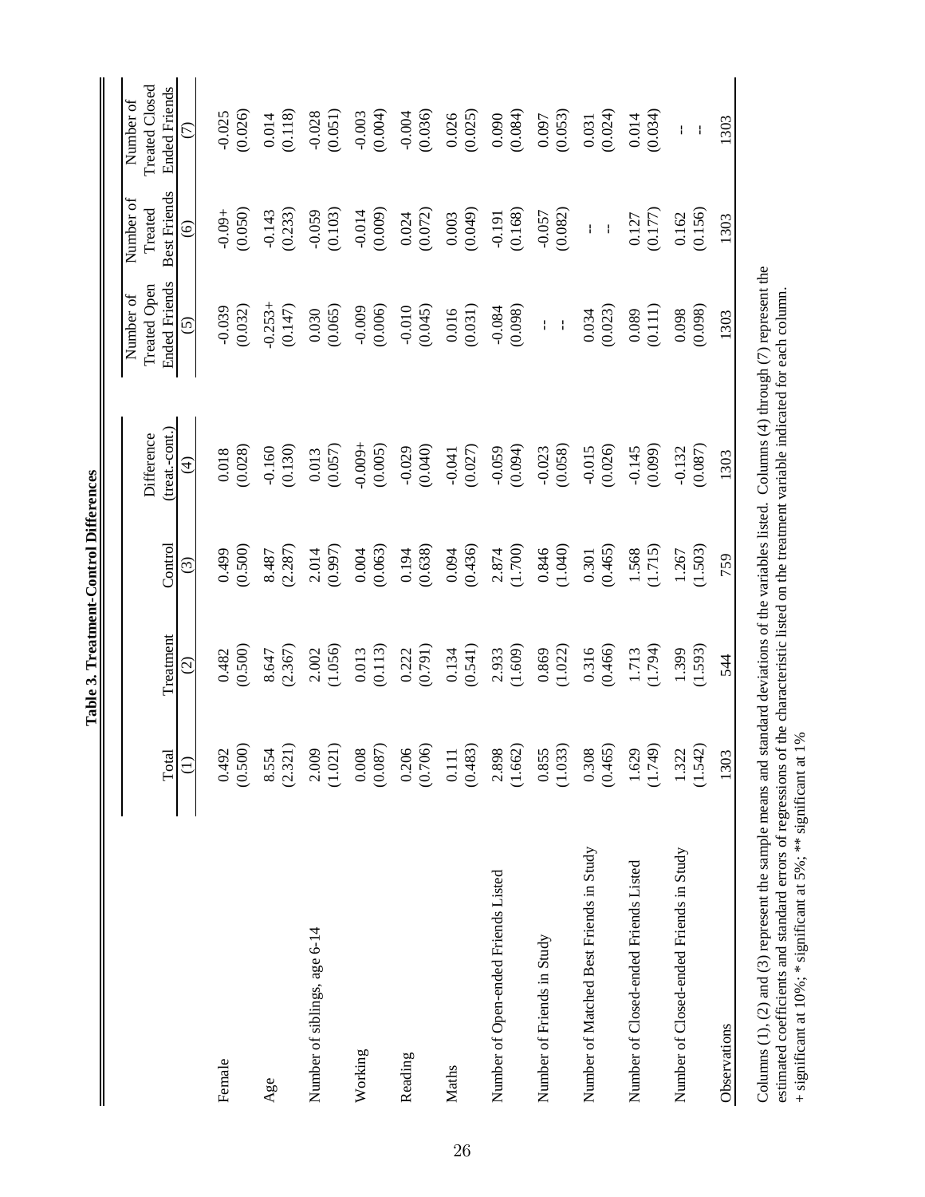**Table 3. Treatment-Control Differences**

| | Total | Treatment | Control | Difference (treat.-cont.) | Number of Treated Open Ended Friends | Number of Treated Best Friends | Number of Treated Closed Ended Friends |
|---|---|---|---|---|---|---|---|
| | (1) | (2) | (3) | (4) | (5) | (6) | (7) |
| Female | 0.492 | 0.482 | 0.499 | 0.018 | -0.039 | -0.09+ | -0.025 |
| | (0.500) | (0.500) | (0.500) | (0.028) | (0.032) | (0.050) | (0.026) |
| Age | 8.554 | 8.647 | 8.487 | -0.160 | -0.253+ | -0.143 | 0.014 |
| | (2.321) | (2.367) | (2.287) | (0.130) | (0.147) | (0.233) | (0.118) |
| Number of siblings, age 6-14 | 2.009 | 2.002 | 2.014 | 0.013 | 0.030 | -0.059 | -0.028 |
| | (1.021) | (1.056) | (0.997) | (0.057) | (0.065) | (0.103) | (0.051) |
| Working | 0.008 | 0.013 | 0.004 | -0.009+ | -0.009 | -0.014 | -0.003 |
| | (0.087) | (0.113) | (0.063) | (0.005) | (0.006) | (0.009) | (0.004) |
| Reading | 0.206 | 0.222 | 0.194 | -0.029 | -0.010 | 0.024 | -0.004 |
| | (0.706) | (0.791) | (0.638) | (0.040) | (0.045) | (0.072) | (0.036) |
| Maths | 0.111 | 0.134 | 0.094 | -0.041 | 0.016 | 0.003 | 0.026 |
| | (0.483) | (0.541) | (0.436) | (0.027) | (0.031) | (0.049) | (0.025) |
| Number of Open-ended Friends Listed | 2.898 | 2.933 | 2.874 | -0.059 | -0.084 | -0.191 | 0.090 |
| | (1.662) | (1.609) | (1.700) | (0.094) | (0.098) | (0.168) | (0.084) |
| Number of Friends in Study | 0.855 | 0.869 | 0.846 | -0.023 | -- | -0.057 | 0.097 |
| | (1.033) | (1.022) | (1.040) | (0.058) | -- | (0.082) | (0.053) |
| Number of Matched Best Friends in Study | 0.308 | 0.316 | 0.301 | -0.015 | 0.034 | -- | 0.031 |
| | (0.465) | (0.466) | (0.465) | (0.026) | (0.023) | -- | (0.024) |
| Number of Closed-ended Friends Listed | 1.629 | 1.713 | 1.568 | -0.145 | 0.089 | 0.127 | 0.014 |
| | (1.749) | (1.794) | (1.715) | (0.099) | (0.111) | (0.177) | (0.034) |
| Number of Closed-ended Friends in Study | 1.322 | 1.399 | 1.267 | -0.132 | 0.098 | 0.162 | -- |
| | (1.542) | (1.593) | (1.503) | (0.087) | (0.098) | (0.156) | -- |
| Observations | 1303 | 544 | 759 | 1303 | 1303 | 1303 | 1303 |

Columns (1), (2) and (3) represent the sample means and standard deviations of the variables listed. Columns (4) through (7) represent the estimated coefficients and standard errors of regressions of the characteristic listed on the treatment variable indicated for each column.
+ significant at 10%; * significant at 5%; ** significant at 1%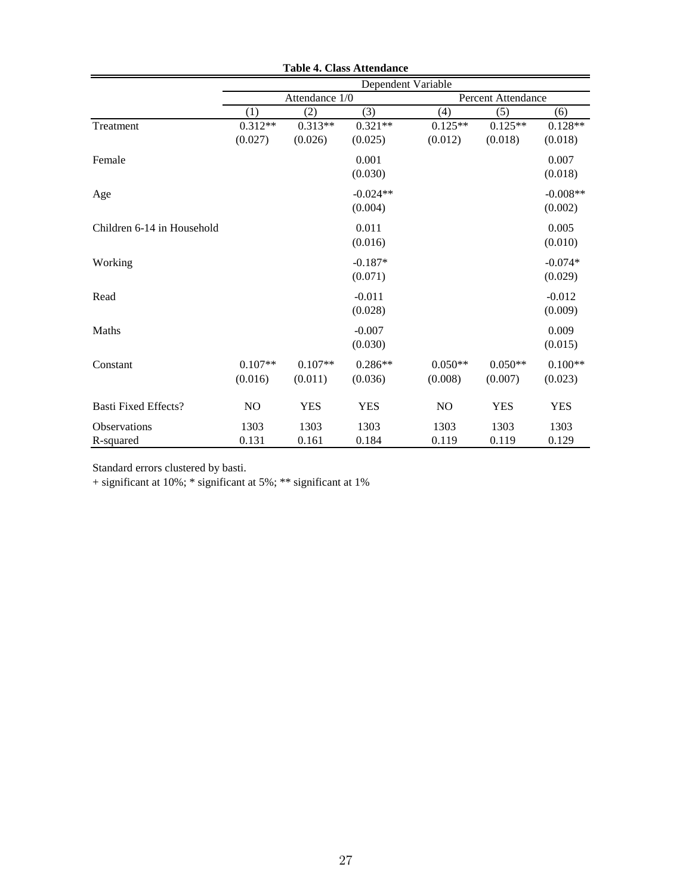**Table 4. Class Attendance**

| | Dependent Variable | | | | | |
|---|---|---|---|---|---|---|
| | Attendance 1/0 | | | Percent Attendance | | |
| | (1) | (2) | (3) | (4) | (5) | (6) |
| Treatment | 0.312** | 0.313** | 0.321** | 0.125** | 0.125** | 0.128** |
| | (0.027) | (0.026) | (0.025) | (0.012) | (0.018) | (0.018) |
| Female | | | 0.001 | | | 0.007 |
| | | | (0.030) | | | (0.018) |
| Age | | | -0.024** | | | -0.008** |
| | | | (0.004) | | | (0.002) |
| Children 6-14 in Household | | | 0.011 | | | 0.005 |
| | | | (0.016) | | | (0.010) |
| Working | | | -0.187* | | | -0.074* |
| | | | (0.071) | | | (0.029) |
| Read | | | -0.011 | | | -0.012 |
| | | | (0.028) | | | (0.009) |
| Maths | | | -0.007 | | | 0.009 |
| | | | (0.030) | | | (0.015) |
| Constant | 0.107** | 0.107** | 0.286** | 0.050** | 0.050** | 0.100** |
| | (0.016) | (0.011) | (0.036) | (0.008) | (0.007) | (0.023) |
| Basti Fixed Effects? | NO | YES | YES | NO | YES | YES |
| Observations | 1303 | 1303 | 1303 | 1303 | 1303 | 1303 |
| R-squared | 0.131 | 0.161 | 0.184 | 0.119 | 0.119 | 0.129 |

Standard errors clustered by basti.

+ significant at 10%; * significant at 5%; ** significant at 1%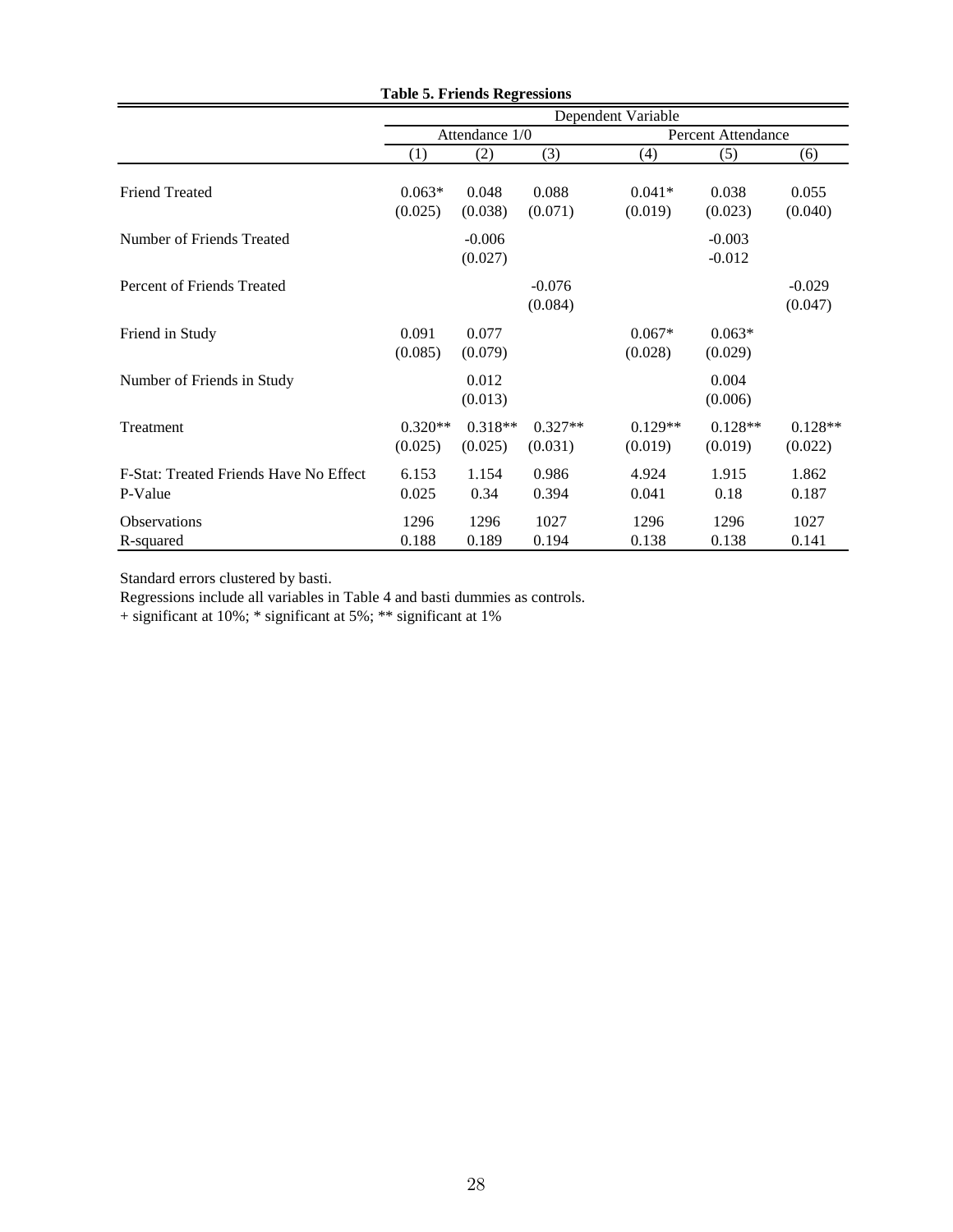**Table 5. Friends Regressions**

| | Dependent Variable | | | | | |
|---|---|---|---|---|---|---|
| | Attendance 1/0 | | | Percent Attendance | | |
| | (1) | (2) | (3) | (4) | (5) | (6) |
| Friend Treated | 0.063* | 0.048 | 0.088 | 0.041* | 0.038 | 0.055 |
| | (0.025) | (0.038) | (0.071) | (0.019) | (0.023) | (0.040) |
| Number of Friends Treated | | -0.006 | | | -0.003 | |
| | | (0.027) | | | -0.012 | |
| Percent of Friends Treated | | | -0.076 | | | -0.029 |
| | | | (0.084) | | | (0.047) |
| Friend in Study | 0.091 | 0.077 | | 0.067* | 0.063* | |
| | (0.085) | (0.079) | | (0.028) | (0.029) | |
| Number of Friends in Study | | 0.012 | | | 0.004 | |
| | | (0.013) | | | (0.006) | |
| Treatment | 0.320** | 0.318** | 0.327** | 0.129** | 0.128** | 0.128** |
| | (0.025) | (0.025) | (0.031) | (0.019) | (0.019) | (0.022) |
| F-Stat: Treated Friends Have No Effect | 6.153 | 1.154 | 0.986 | 4.924 | 1.915 | 1.862 |
| P-Value | 0.025 | 0.34 | 0.394 | 0.041 | 0.18 | 0.187 |
| Observations | 1296 | 1296 | 1027 | 1296 | 1296 | 1027 |
| R-squared | 0.188 | 0.189 | 0.194 | 0.138 | 0.138 | 0.141 |

Standard errors clustered by basti.

Regressions include all variables in Table 4 and basti dummies as controls.

+ significant at 10%; * significant at 5%; ** significant at 1%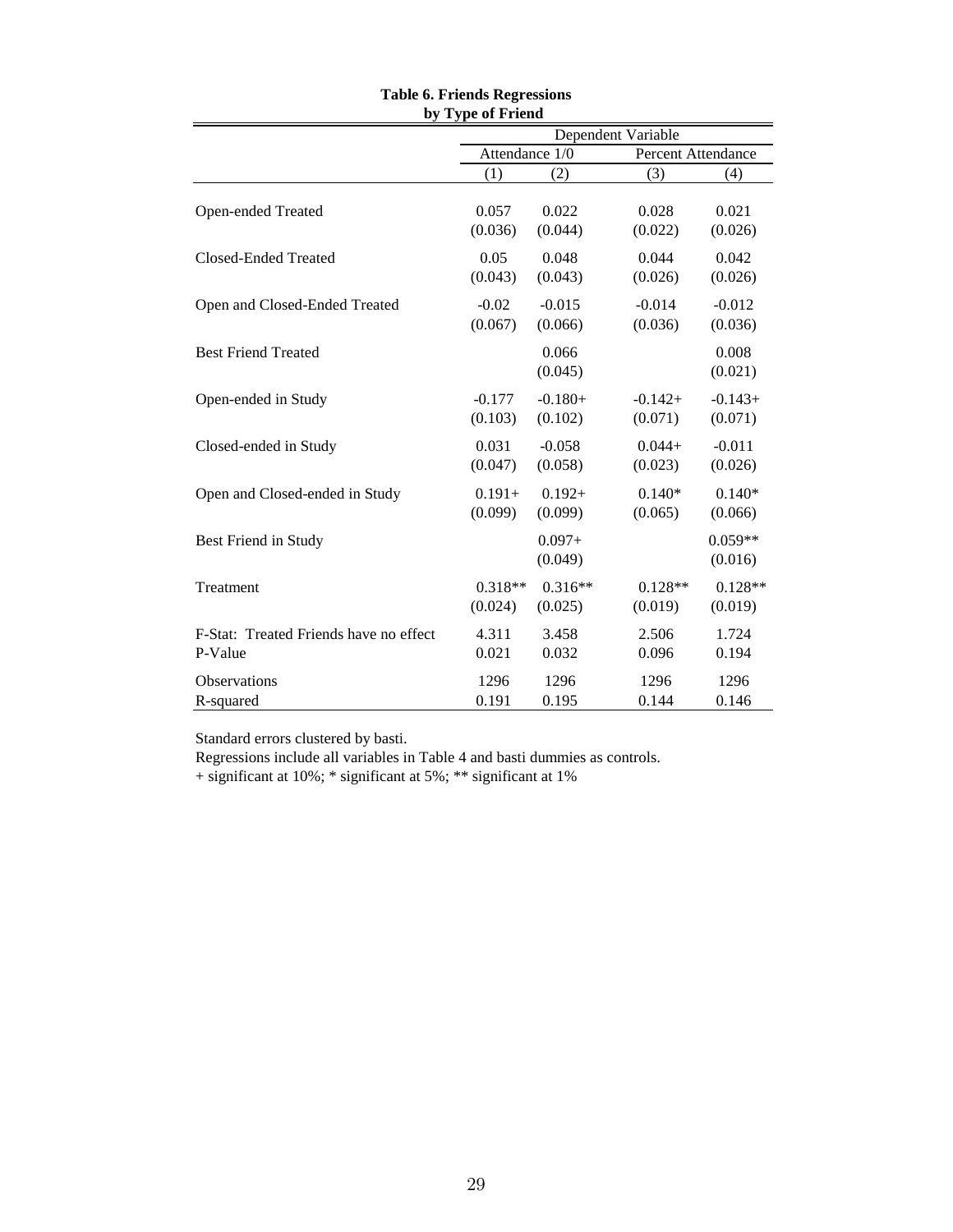**Table 6. Friends Regressions by Type of Friend**

| | Dependent Variable | | | |
|---|---|---|---|---|
| | Attendance 1/0 | | Percent Attendance | |
| | (1) | (2) | (3) | (4) |
| Open-ended Treated | 0.057 | 0.022 | 0.028 | 0.021 |
| | (0.036) | (0.044) | (0.022) | (0.026) |
| Closed-Ended Treated | 0.05 | 0.048 | 0.044 | 0.042 |
| | (0.043) | (0.043) | (0.026) | (0.026) |
| Open and Closed-Ended Treated | -0.02 | -0.015 | -0.014 | -0.012 |
| | (0.067) | (0.066) | (0.036) | (0.036) |
| Best Friend Treated | | 0.066 | | 0.008 |
| | | (0.045) | | (0.021) |
| Open-ended in Study | -0.177 | -0.180+ | -0.142+ | -0.143+ |
| | (0.103) | (0.102) | (0.071) | (0.071) |
| Closed-ended in Study | 0.031 | -0.058 | 0.044+ | -0.011 |
| | (0.047) | (0.058) | (0.023) | (0.026) |
| Open and Closed-ended in Study | 0.191+ | 0.192+ | 0.140* | 0.140* |
| | (0.099) | (0.099) | (0.065) | (0.066) |
| Best Friend in Study | | 0.097+ | | 0.059** |
| | | (0.049) | | (0.016) |
| Treatment | 0.318** | 0.316** | 0.128** | 0.128** |
| | (0.024) | (0.025) | (0.019) | (0.019) |
| F-Stat: Treated Friends have no effect | 4.311 | 3.458 | 2.506 | 1.724 |
| P-Value | 0.021 | 0.032 | 0.096 | 0.194 |
| Observations | 1296 | 1296 | 1296 | 1296 |
| R-squared | 0.191 | 0.195 | 0.144 | 0.146 |

Standard errors clustered by basti.

Regressions include all variables in Table 4 and basti dummies as controls.

+ significant at 10%; * significant at 5%; ** significant at 1%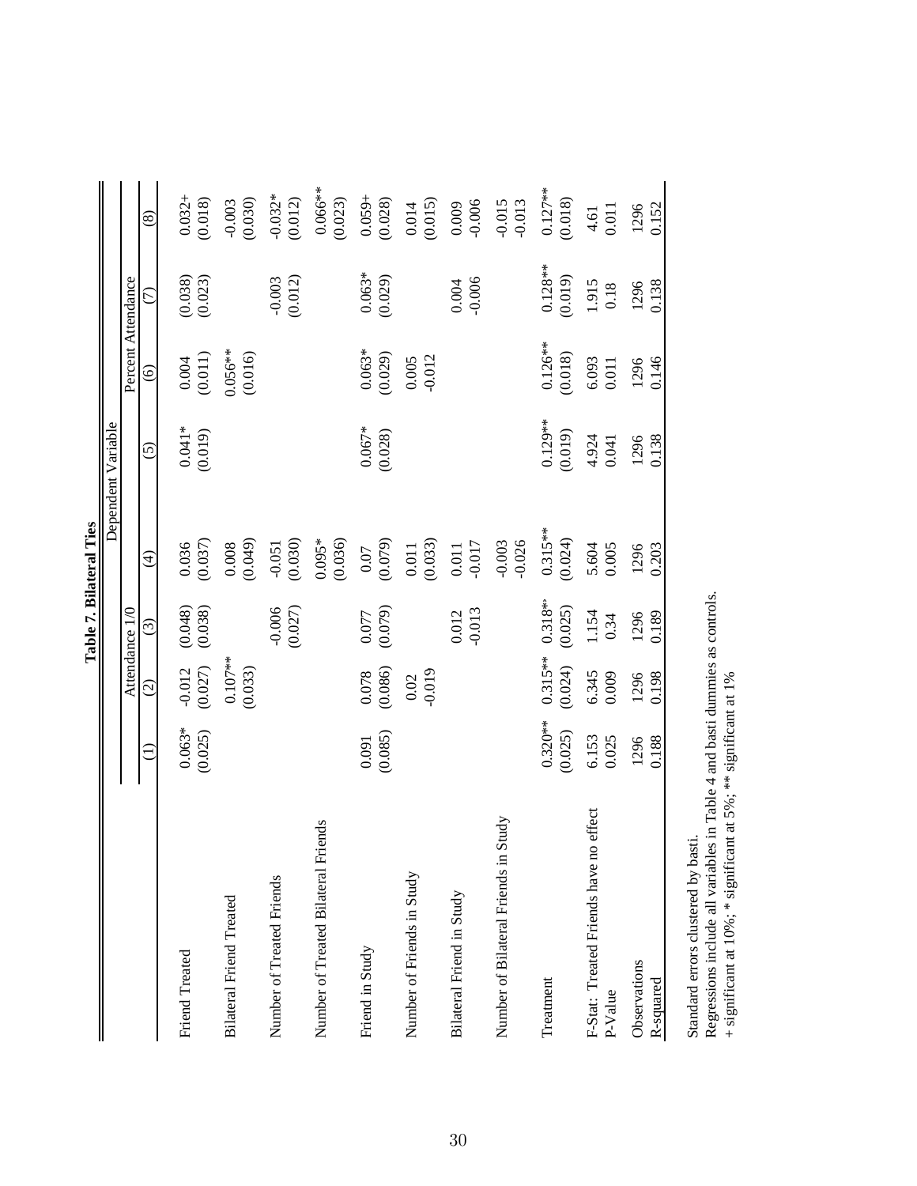**Table 7. Bilateral Ties**

| | Dependent Variable | | | | | | | |
|---|---|---|---|---|---|---|---|---|
| | Attendance 1/0 | | | | Percent Attendance | | | |
| | (1) | (2) | (3) | (4) | (5) | (6) | (7) | (8) |
| Friend Treated | 0.063* | -0.012 | (0.048) | 0.036 | 0.041* | 0.004 | (0.038) | 0.032+ |
| | (0.025) | (0.027) | (0.038) | (0.037) | (0.019) | (0.011) | (0.023) | (0.018) |
| Bilateral Friend Treated | | 0.107** | | 0.008 | | 0.056** | | -0.003 |
| | | (0.033) | | (0.049) | | (0.016) | | (0.030) |
| Number of Treated Friends | | | -0.006 | -0.051 | | | -0.003 | -0.032* |
| | | | (0.027) | (0.030) | | | (0.012) | (0.012) |
| Number of Treated Bilateral Friends | | | | 0.095* | | | | 0.066** |
| | | | | (0.036) | | | | (0.023) |
| Friend in Study | 0.091 | 0.078 | 0.077 | 0.07 | 0.067* | 0.063* | 0.063* | 0.059+ |
| | (0.085) | (0.086) | (0.079) | (0.079) | (0.028) | (0.029) | (0.029) | (0.028) |
| Number of Friends in Study | | 0.02 | | 0.011 | | 0.005 | | 0.014 |
| | | -0.019 | | (0.033) | | -0.012 | | (0.015) |
| Bilateral Friend in Study | | | 0.012 | 0.011 | | | 0.004 | 0.009 |
| | | | -0.013 | -0.017 | | | -0.006 | -0.006 |
| Number of Bilateral Friends in Study | | | | -0.003 | | | | -0.015 |
| | | | | -0.026 | | | | -0.013 |
| Treatment | 0.320** | 0.315** | 0.318** | 0.315** | 0.129** | 0.126** | 0.128** | 0.127** |
| | (0.025) | (0.024) | (0.025) | (0.024) | (0.019) | (0.018) | (0.019) | (0.018) |
| F-Stat: Treated Friends have no effect | 6.153 | 6.345 | 1.154 | 5.604 | 4.924 | 6.093 | 1.915 | 4.61 |
| P-Value | 0.025 | 0.009 | 0.34 | 0.005 | 0.041 | 0.011 | 0.18 | 0.011 |
| Observations | 1296 | 1296 | 1296 | 1296 | 1296 | 1296 | 1296 | 1296 |
| R-squared | 0.188 | 0.198 | 0.189 | 0.203 | 0.138 | 0.146 | 0.138 | 0.152 |

Standard errors clustered by basti.
Regressions include all variables in Table 4 and basti dummies as controls.
+ significant at 10%; * significant at 5%; ** significant at 1%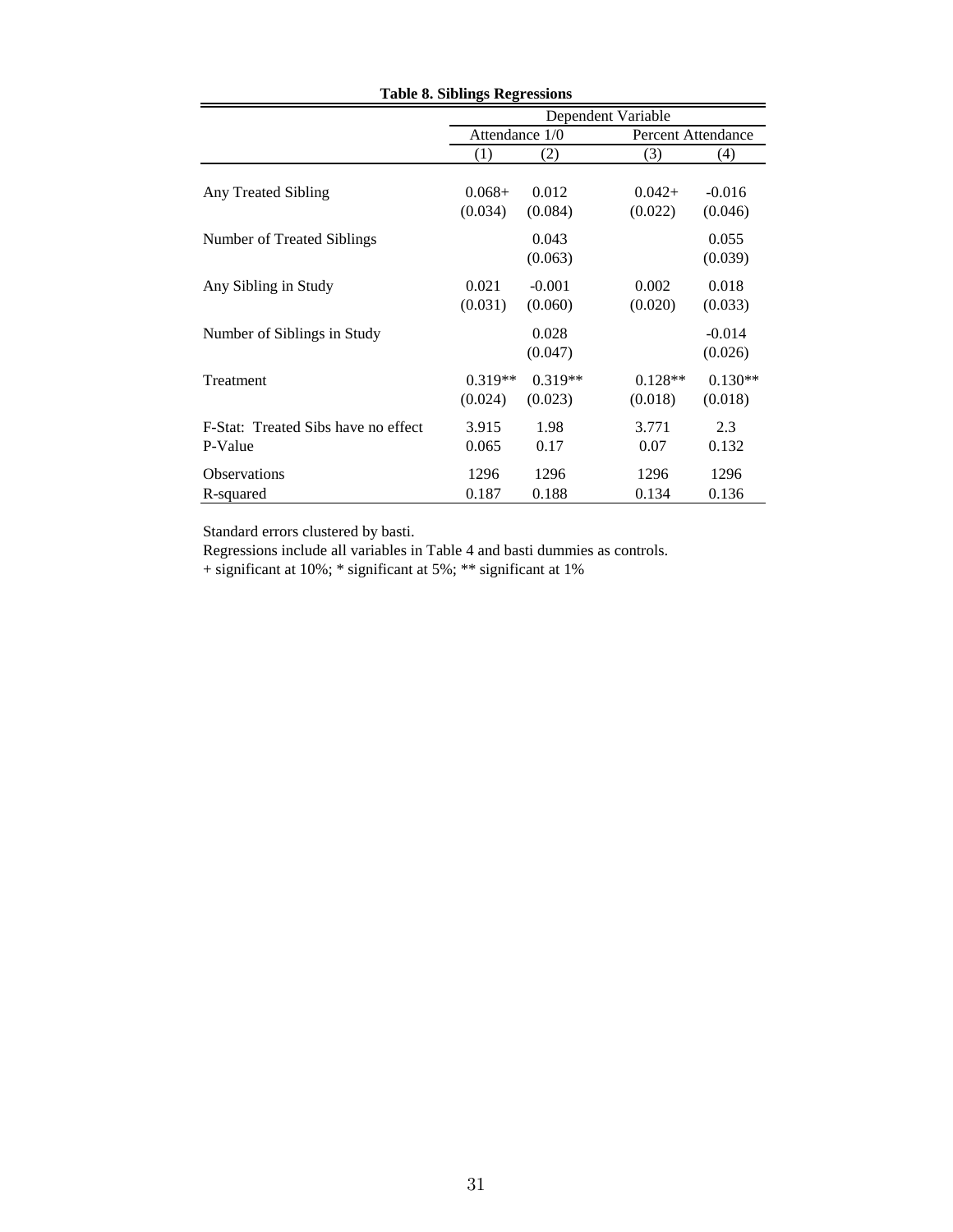**Table 8. Siblings Regressions**

| | Dependent Variable | | | |
|---|---|---|---|---|
| | Attendance 1/0 | | Percent Attendance | |
| | (1) | (2) | (3) | (4) |
| Any Treated Sibling | 0.068+ | 0.012 | 0.042+ | -0.016 |
| | (0.034) | (0.084) | (0.022) | (0.046) |
| Number of Treated Siblings | | 0.043 | | 0.055 |
| | | (0.063) | | (0.039) |
| Any Sibling in Study | 0.021 | -0.001 | 0.002 | 0.018 |
| | (0.031) | (0.060) | (0.020) | (0.033) |
| Number of Siblings in Study | | 0.028 | | -0.014 |
| | | (0.047) | | (0.026) |
| Treatment | 0.319** | 0.319** | 0.128** | 0.130** |
| | (0.024) | (0.023) | (0.018) | (0.018) |
| F-Stat: Treated Sibs have no effect | 3.915 | 1.98 | 3.771 | 2.3 |
| P-Value | 0.065 | 0.17 | 0.07 | 0.132 |
| Observations | 1296 | 1296 | 1296 | 1296 |
| R-squared | 0.187 | 0.188 | 0.134 | 0.136 |

Standard errors clustered by basti.
Regressions include all variables in Table 4 and basti dummies as controls.
+ significant at 10%; * significant at 5%; ** significant at 1%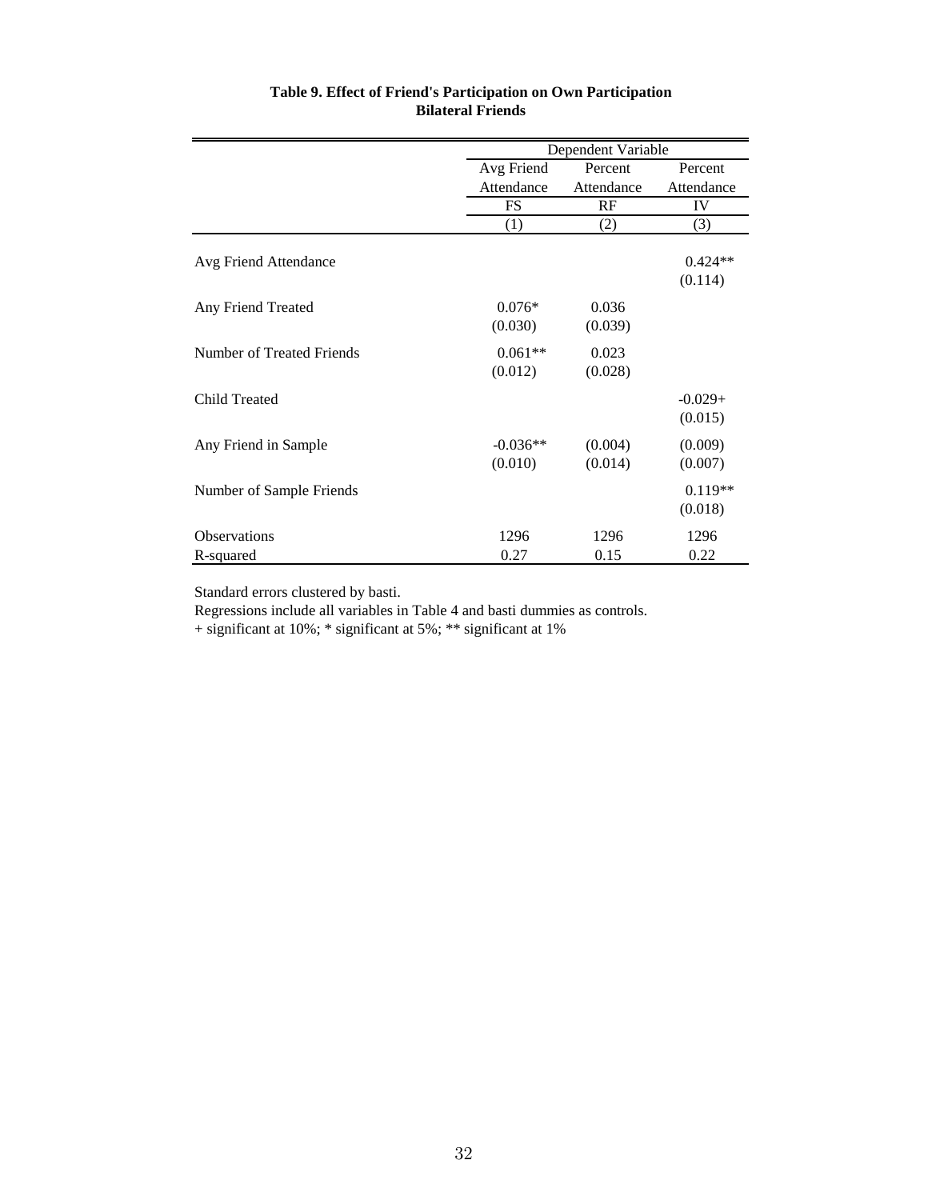**Table 9. Effect of Friend's Participation on Own Participation**
**Bilateral Friends**

| | Dependent Variable | | |
|---|---|---|---|
| | Avg Friend Attendance | Percent Attendance | Percent Attendance |
| | FS | RF | IV |
| | (1) | (2) | (3) |
| Avg Friend Attendance | | | 0.424** |
| | | | (0.114) |
| Any Friend Treated | 0.076* | 0.036 | |
| | (0.030) | (0.039) | |
| Number of Treated Friends | 0.061** | 0.023 | |
| | (0.012) | (0.028) | |
| Child Treated | | | -0.029+ |
| | | | (0.015) |
| Any Friend in Sample | -0.036** | (0.004) | (0.009) |
| | (0.010) | (0.014) | (0.007) |
| Number of Sample Friends | | | 0.119** |
| | | | (0.018) |
| Observations | 1296 | 1296 | 1296 |
| R-squared | 0.27 | 0.15 | 0.22 |

Standard errors clustered by basti.
Regressions include all variables in Table 4 and basti dummies as controls.
+ significant at 10%; * significant at 5%; ** significant at 1%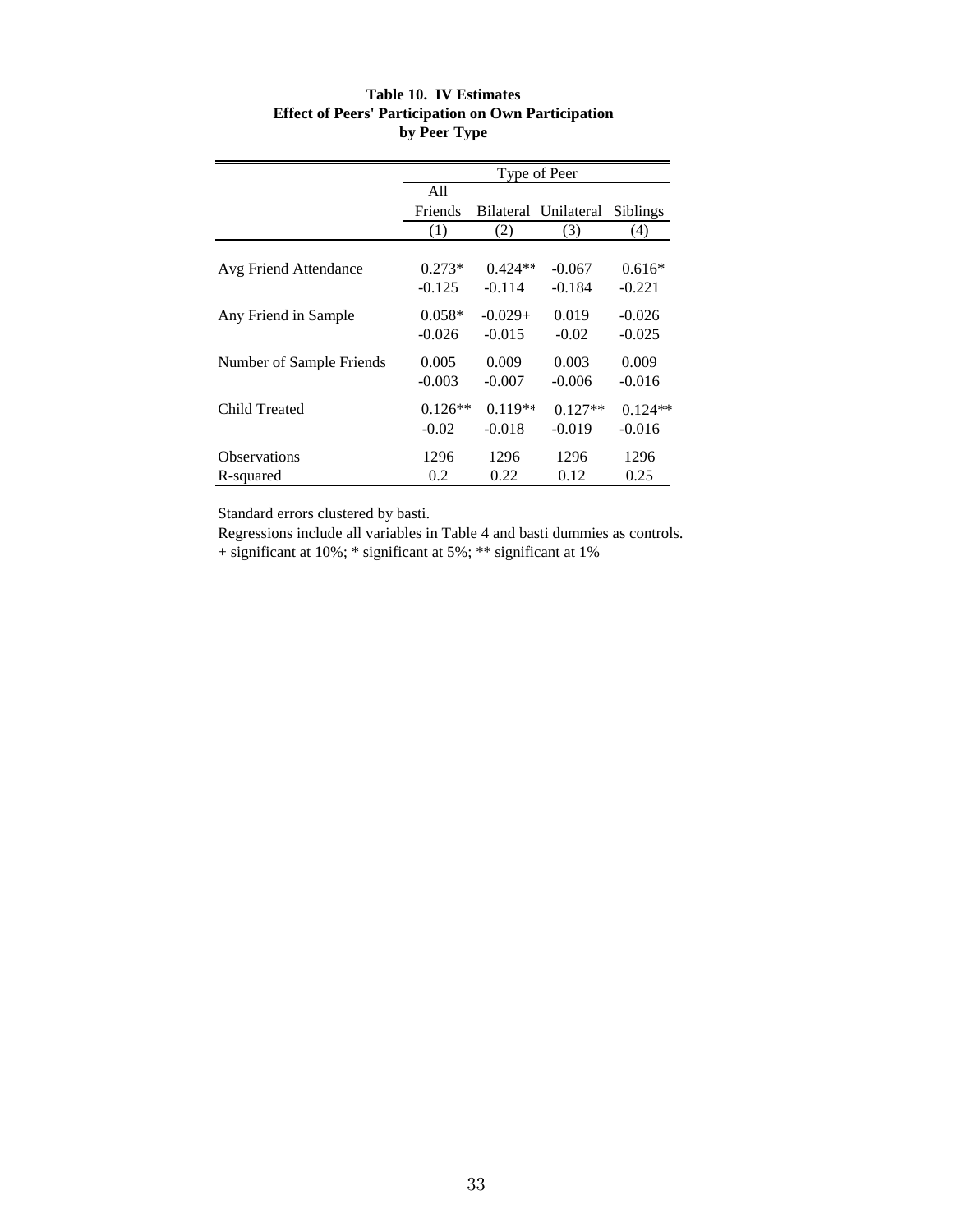**Table 10. IV Estimates**
**Effect of Peers' Participation on Own Participation**
**by Peer Type**

| | Type of Peer | | | |
|---|---|---|---|---|
| | All Friends | Bilateral | Unilateral | Siblings |
| | (1) | (2) | (3) | (4) |
| Avg Friend Attendance | 0.273* | 0.424** | -0.067 | 0.616* |
| | -0.125 | -0.114 | -0.184 | -0.221 |
| Any Friend in Sample | 0.058* | -0.029+ | 0.019 | -0.026 |
| | -0.026 | -0.015 | -0.02 | -0.025 |
| Number of Sample Friends | 0.005 | 0.009 | 0.003 | 0.009 |
| | -0.003 | -0.007 | -0.006 | -0.016 |
| Child Treated | 0.126** | 0.119** | 0.127** | 0.124** |
| | -0.02 | -0.018 | -0.019 | -0.016 |
| Observations | 1296 | 1296 | 1296 | 1296 |
| R-squared | 0.2 | 0.22 | 0.12 | 0.25 |

Standard errors clustered by basti.
Regressions include all variables in Table 4 and basti dummies as controls.
+ significant at 10%; * significant at 5%; ** significant at 1%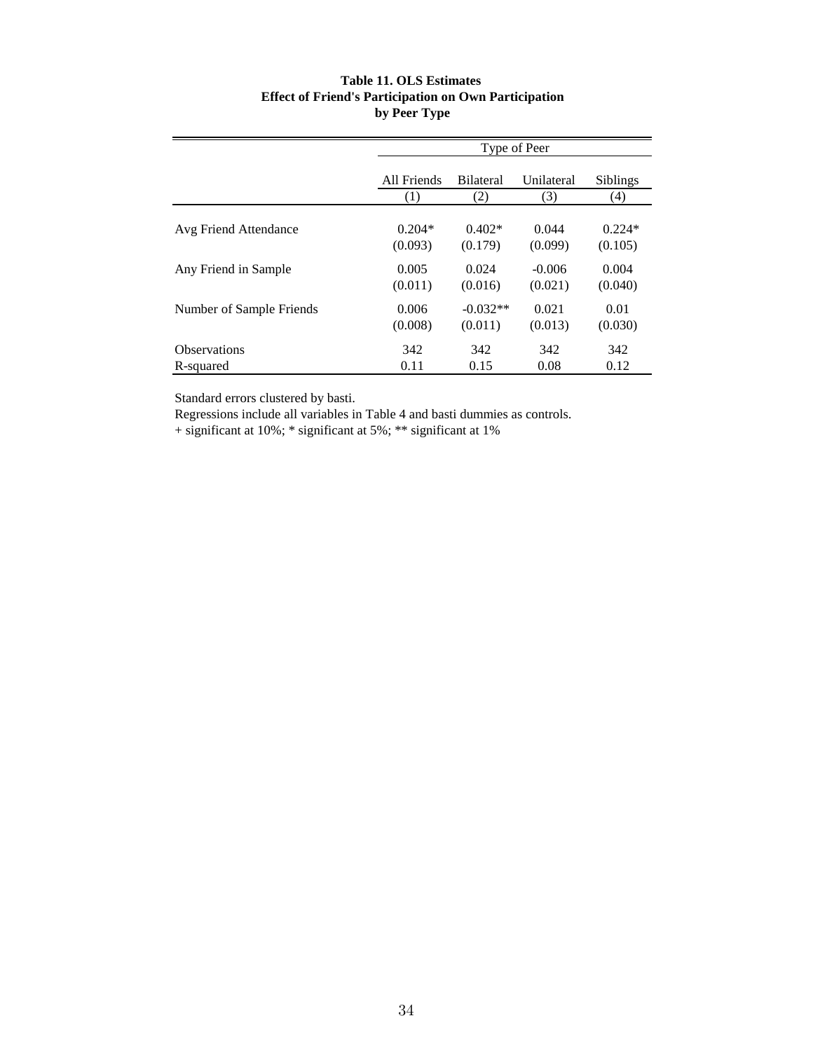**Table 11. OLS Estimates**
**Effect of Friend's Participation on Own Participation**
**by Peer Type**

| | Type of Peer | | | |
|---|---|---|---|---|
| | All Friends | Bilateral | Unilateral | Siblings |
| | (1) | (2) | (3) | (4) |
| Avg Friend Attendance | 0.204* | 0.402* | 0.044 | 0.224* |
| | (0.093) | (0.179) | (0.099) | (0.105) |
| Any Friend in Sample | 0.005 | 0.024 | -0.006 | 0.004 |
| | (0.011) | (0.016) | (0.021) | (0.040) |
| Number of Sample Friends | 0.006 | -0.032** | 0.021 | 0.01 |
| | (0.008) | (0.011) | (0.013) | (0.030) |
| Observations | 342 | 342 | 342 | 342 |
| R-squared | 0.11 | 0.15 | 0.08 | 0.12 |

Standard errors clustered by basti.
Regressions include all variables in Table 4 and basti dummies as controls.
+ significant at 10%; * significant at 5%; ** significant at 1%